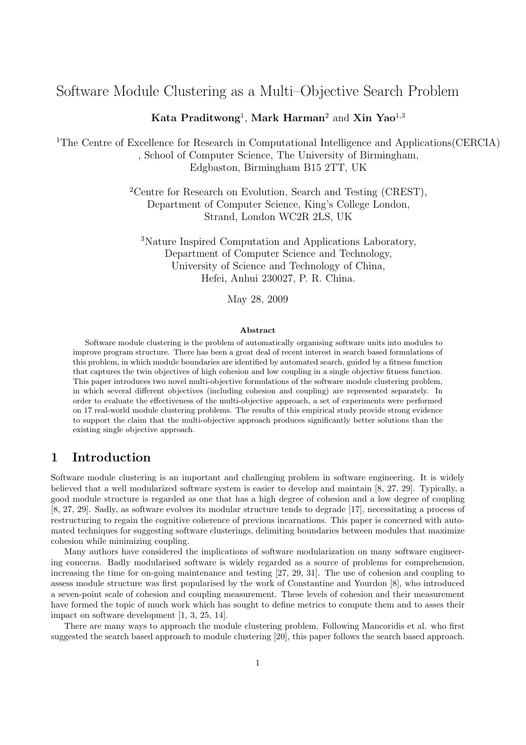# Software Module Clustering as a Multi–Objective Search Problem

**Kata Praditwong**[1], **Mark Harman**[2] and **Xin Yao**[1,3]

[1]The Centre of Excellence for Research in Computational Intelligence and Applications(CERCIA), School of Computer Science, The University of Birmingham, Edgbaston, Birmingham B15 2TT, UK

[2]Centre for Research on Evolution, Search and Testing (CREST), Department of Computer Science, King's College London, Strand, London WC2R 2LS, UK

[3]Nature Inspired Computation and Applications Laboratory, Department of Computer Science and Technology, University of Science and Technology of China, Hefei, Anhui 230027, P. R. China.

May 28, 2009

**Abstract**

Software module clustering is the problem of automatically organising software units into modules to improve program structure. There has been a great deal of recent interest in search based formulations of this problem, in which module boundaries are identified by automated search, guided by a fitness function that captures the twin objectives of high cohesion and low coupling in a single objective fitness function. This paper introduces two novel multi-objective formulations of the software module clustering problem, in which several different objectives (including cohesion and coupling) are represented separately. In order to evaluate the effectiveness of the multi-objective approach, a set of experiments were performed on 17 real-world module clustering problems. The results of this empirical study provide strong evidence to support the claim that the multi-objective approach produces significantly better solutions than the existing single objective approach.

## 1 Introduction

Software module clustering is an important and challenging problem in software engineering. It is widely believed that a well modularized software system is easier to develop and maintain [8, 27, 29]. Typically, a good module structure is regarded as one that has a high degree of cohesion and a low degree of coupling [8, 27, 29]. Sadly, as software evolves its modular structure tends to degrade [17], necessitating a process of restructuring to regain the cognitive coherence of previous incarnations. This paper is concerned with automated techniques for suggesting software clusterings, delimiting boundaries between modules that maximize cohesion while minimizing coupling.

Many authors have considered the implications of software modularization on many software engineering concerns. Badly modularised software is widely regarded as a source of problems for comprehension, increasing the time for on-going maintenance and testing [27, 29, 31]. The use of cohesion and coupling to assess module structure was first popularised by the work of Constantine and Yourdon [8], who introduced a seven-point scale of cohesion and coupling measurement. These levels of cohesion and their measurement have formed the topic of much work which has sought to define metrics to compute them and to asses their impact on software development [1, 3, 25, 14].

There are many ways to approach the module clustering problem. Following Mancoridis et al. who first suggested the search based approach to module clustering [20], this paper follows the search based approach.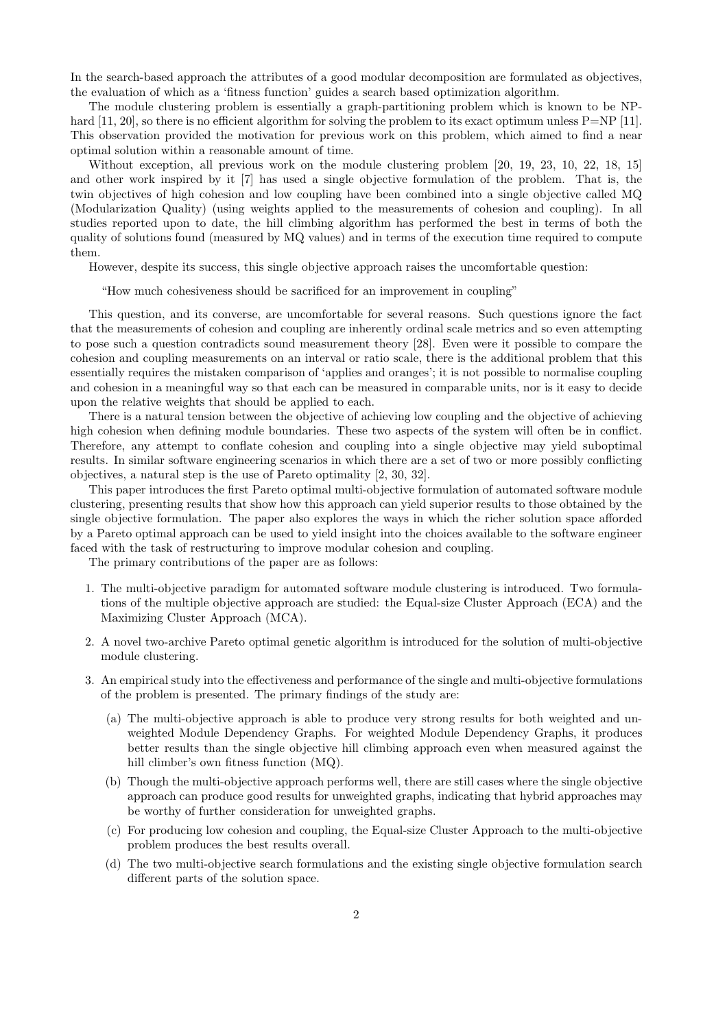In the search-based approach the attributes of a good modular decomposition are formulated as objectives, the evaluation of which as a 'fitness function' guides a search based optimization algorithm.

The module clustering problem is essentially a graph-partitioning problem which is known to be NP-hard [11, 20], so there is no efficient algorithm for solving the problem to its exact optimum unless P=NP [11]. This observation provided the motivation for previous work on this problem, which aimed to find a near optimal solution within a reasonable amount of time.

Without exception, all previous work on the module clustering problem [20, 19, 23, 10, 22, 18, 15] and other work inspired by it [7] has used a single objective formulation of the problem. That is, the twin objectives of high cohesion and low coupling have been combined into a single objective called MQ (Modularization Quality) (using weights applied to the measurements of cohesion and coupling). In all studies reported upon to date, the hill climbing algorithm has performed the best in terms of both the quality of solutions found (measured by MQ values) and in terms of the execution time required to compute them.

However, despite its success, this single objective approach raises the uncomfortable question:

"How much cohesiveness should be sacrificed for an improvement in coupling"

This question, and its converse, are uncomfortable for several reasons. Such questions ignore the fact that the measurements of cohesion and coupling are inherently ordinal scale metrics and so even attempting to pose such a question contradicts sound measurement theory [28]. Even were it possible to compare the cohesion and coupling measurements on an interval or ratio scale, there is the additional problem that this essentially requires the mistaken comparison of 'applies and oranges'; it is not possible to normalise coupling and cohesion in a meaningful way so that each can be measured in comparable units, nor is it easy to decide upon the relative weights that should be applied to each.

There is a natural tension between the objective of achieving low coupling and the objective of achieving high cohesion when defining module boundaries. These two aspects of the system will often be in conflict. Therefore, any attempt to conflate cohesion and coupling into a single objective may yield suboptimal results. In similar software engineering scenarios in which there are a set of two or more possibly conflicting objectives, a natural step is the use of Pareto optimality [2, 30, 32].

This paper introduces the first Pareto optimal multi-objective formulation of automated software module clustering, presenting results that show how this approach can yield superior results to those obtained by the single objective formulation. The paper also explores the ways in which the richer solution space afforded by a Pareto optimal approach can be used to yield insight into the choices available to the software engineer faced with the task of restructuring to improve modular cohesion and coupling.

The primary contributions of the paper are as follows:

1. The multi-objective paradigm for automated software module clustering is introduced. Two formulations of the multiple objective approach are studied: the Equal-size Cluster Approach (ECA) and the Maximizing Cluster Approach (MCA).
2. A novel two-archive Pareto optimal genetic algorithm is introduced for the solution of multi-objective module clustering.
3. An empirical study into the effectiveness and performance of the single and multi-objective formulations of the problem is presented. The primary findings of the study are:
   (a) The multi-objective approach is able to produce very strong results for both weighted and unweighted Module Dependency Graphs. For weighted Module Dependency Graphs, it produces better results than the single objective hill climbing approach even when measured against the hill climber's own fitness function (MQ).
   (b) Though the multi-objective approach performs well, there are still cases where the single objective approach can produce good results for unweighted graphs, indicating that hybrid approaches may be worthy of further consideration for unweighted graphs.
   (c) For producing low cohesion and coupling, the Equal-size Cluster Approach to the multi-objective problem produces the best results overall.
   (d) The two multi-objective search formulations and the existing single objective formulation search different parts of the solution space.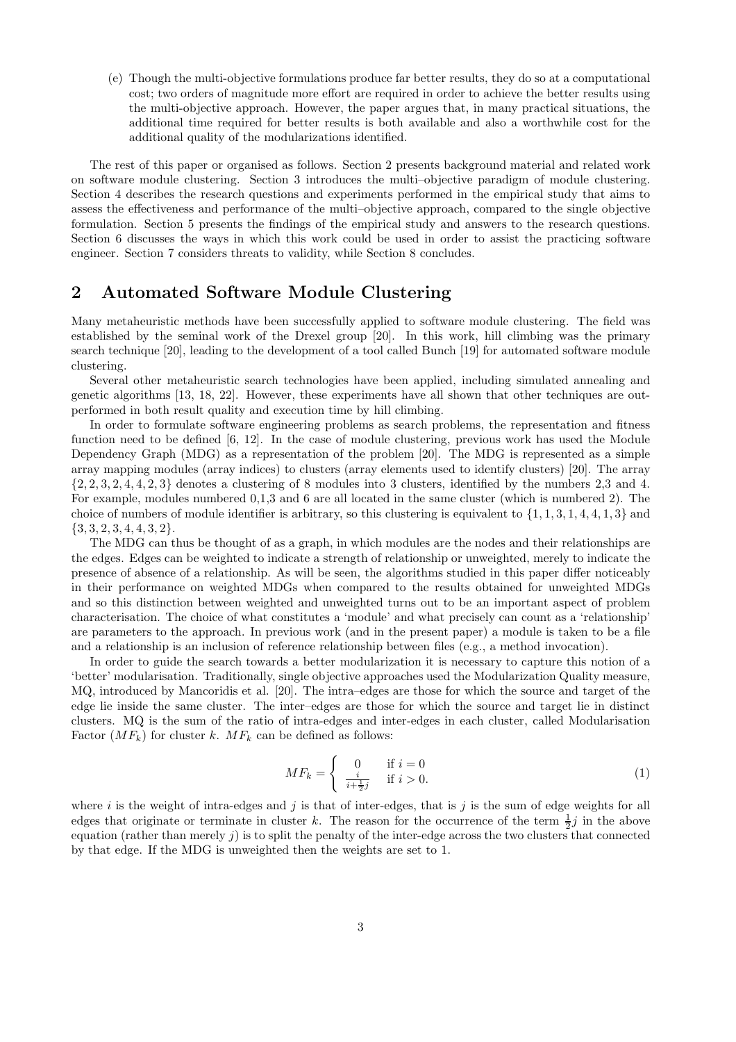(e) Though the multi-objective formulations produce far better results, they do so at a computational cost; two orders of magnitude more effort are required in order to achieve the better results using the multi-objective approach. However, the paper argues that, in many practical situations, the additional time required for better results is both available and also a worthwhile cost for the additional quality of the modularizations identified.

The rest of this paper or organised as follows. Section 2 presents background material and related work on software module clustering. Section 3 introduces the multi–objective paradigm of module clustering. Section 4 describes the research questions and experiments performed in the empirical study that aims to assess the effectiveness and performance of the multi–objective approach, compared to the single objective formulation. Section 5 presents the findings of the empirical study and answers to the research questions. Section 6 discusses the ways in which this work could be used in order to assist the practicing software engineer. Section 7 considers threats to validity, while Section 8 concludes.

## 2 Automated Software Module Clustering

Many metaheuristic methods have been successfully applied to software module clustering. The field was established by the seminal work of the Drexel group [20]. In this work, hill climbing was the primary search technique [20], leading to the development of a tool called Bunch [19] for automated software module clustering.

Several other metaheuristic search technologies have been applied, including simulated annealing and genetic algorithms [13, 18, 22]. However, these experiments have all shown that other techniques are outperformed in both result quality and execution time by hill climbing.

In order to formulate software engineering problems as search problems, the representation and fitness function need to be defined [6, 12]. In the case of module clustering, previous work has used the Module Dependency Graph (MDG) as a representation of the problem [20]. The MDG is represented as a simple array mapping modules (array indices) to clusters (array elements used to identify clusters) [20]. The array $\{2, 2, 3, 2, 4, 4, 2, 3\}$ denotes a clustering of 8 modules into 3 clusters, identified by the numbers 2,3 and 4. For example, modules numbered 0,1,3 and 6 are all located in the same cluster (which is numbered 2). The choice of numbers of module identifier is arbitrary, so this clustering is equivalent to $\{1, 1, 3, 1, 4, 4, 1, 3\}$ and $\{3, 3, 2, 3, 4, 4, 3, 2\}$.

The MDG can thus be thought of as a graph, in which modules are the nodes and their relationships are the edges. Edges can be weighted to indicate a strength of relationship or unweighted, merely to indicate the presence of absence of a relationship. As will be seen, the algorithms studied in this paper differ noticeably in their performance on weighted MDGs when compared to the results obtained for unweighted MDGs and so this distinction between weighted and unweighted turns out to be an important aspect of problem characterisation. The choice of what constitutes a 'module' and what precisely can count as a 'relationship' are parameters to the approach. In previous work (and in the present paper) a module is taken to be a file and a relationship is an inclusion of reference relationship between files (e.g., a method invocation).

In order to guide the search towards a better modularization it is necessary to capture this notion of a 'better' modularisation. Traditionally, single objective approaches used the Modularization Quality measure, MQ, introduced by Mancoridis et al. [20]. The intra–edges are those for which the source and target of the edge lie inside the same cluster. The inter–edges are those for which the source and target lie in distinct clusters. MQ is the sum of the ratio of intra-edges and inter-edges in each cluster, called Modularisation Factor ($MF_k$) for cluster $k$. $MF_k$ can be defined as follows:

$$MF_k = \begin{cases} 0 & \text{if } i = 0 \\ \frac{i}{i + \frac{1}{2}j} & \text{if } i > 0. \end{cases} \tag{1}$$

where $i$ is the weight of intra-edges and $j$ is that of inter-edges, that is $j$ is the sum of edge weights for all edges that originate or terminate in cluster $k$. The reason for the occurrence of the term $\frac{1}{2}j$ in the above equation (rather than merely $j$) is to split the penalty of the inter-edge across the two clusters that connected by that edge. If the MDG is unweighted then the weights are set to 1.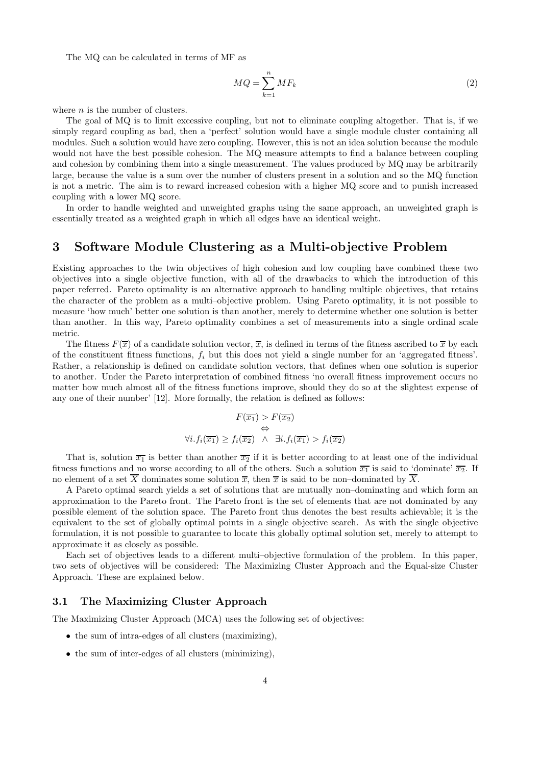The MQ can be calculated in terms of MF as

$$MQ = \sum_{k=1}^{n} MF_k \tag{2}$$

where $n$ is the number of clusters.

The goal of MQ is to limit excessive coupling, but not to eliminate coupling altogether. That is, if we simply regard coupling as bad, then a 'perfect' solution would have a single module cluster containing all modules. Such a solution would have zero coupling. However, this is not an idea solution because the module would not have the best possible cohesion. The MQ measure attempts to find a balance between coupling and cohesion by combining them into a single measurement. The values produced by MQ may be arbitrarily large, because the value is a sum over the number of clusters present in a solution and so the MQ function is not a metric. The aim is to reward increased cohesion with a higher MQ score and to punish increased coupling with a lower MQ score.

In order to handle weighted and unweighted graphs using the same approach, an unweighted graph is essentially treated as a weighted graph in which all edges have an identical weight.

## 3 Software Module Clustering as a Multi-objective Problem

Existing approaches to the twin objectives of high cohesion and low coupling have combined these two objectives into a single objective function, with all of the drawbacks to which the introduction of this paper referred. Pareto optimality is an alternative approach to handling multiple objectives, that retains the character of the problem as a multi–objective problem. Using Pareto optimality, it is not possible to measure 'how much' better one solution is than another, merely to determine whether one solution is better than another. In this way, Pareto optimality combines a set of measurements into a single ordinal scale metric.

The fitness $F(\overline{x})$ of a candidate solution vector, $\overline{x}$, is defined in terms of the fitness ascribed to $\overline{x}$ by each of the constituent fitness functions, $f_i$ but this does not yield a single number for an 'aggregated fitness'. Rather, a relationship is defined on candidate solution vectors, that defines when one solution is superior to another. Under the Pareto interpretation of combined fitness 'no overall fitness improvement occurs no matter how much almost all of the fitness functions improve, should they do so at the slightest expense of any one of their number' [12]. More formally, the relation is defined as follows:

$$F(\overline{x_1}) > F(\overline{x_2})$$
$$\Leftrightarrow$$
$$\forall i. f_i(\overline{x_1}) \geq f_i(\overline{x_2}) \;\; \wedge \;\; \exists i. f_i(\overline{x_1}) > f_i(\overline{x_2})$$

That is, solution $\overline{x_1}$ is better than another $\overline{x_2}$ if it is better according to at least one of the individual fitness functions and no worse according to all of the others. Such a solution $\overline{x_1}$ is said to 'dominate' $\overline{x_2}$. If no element of a set $\overline{X}$ dominates some solution $\overline{x}$, then $\overline{x}$ is said to be non–dominated by $\overline{X}$.

A Pareto optimal search yields a set of solutions that are mutually non–dominating and which form an approximation to the Pareto front. The Pareto front is the set of elements that are not dominated by any possible element of the solution space. The Pareto front thus denotes the best results achievable; it is the equivalent to the set of globally optimal points in a single objective search. As with the single objective formulation, it is not possible to guarantee to locate this globally optimal solution set, merely to attempt to approximate it as closely as possible.

Each set of objectives leads to a different multi–objective formulation of the problem. In this paper, two sets of objectives will be considered: The Maximizing Cluster Approach and the Equal-size Cluster Approach. These are explained below.

### 3.1 The Maximizing Cluster Approach

The Maximizing Cluster Approach (MCA) uses the following set of objectives:

- the sum of intra-edges of all clusters (maximizing),
- the sum of inter-edges of all clusters (minimizing),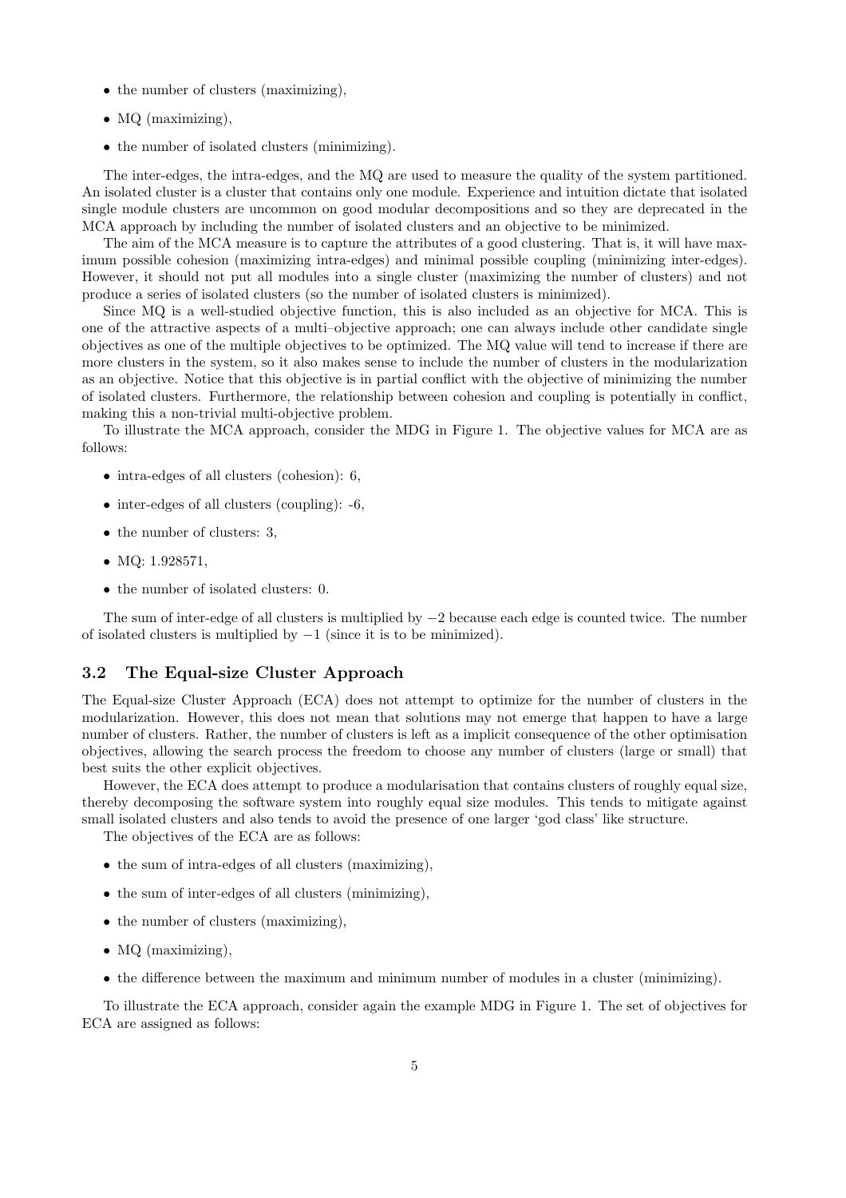- the number of clusters (maximizing),
- MQ (maximizing),
- the number of isolated clusters (minimizing).

The inter-edges, the intra-edges, and the MQ are used to measure the quality of the system partitioned. An isolated cluster is a cluster that contains only one module. Experience and intuition dictate that isolated single module clusters are uncommon on good modular decompositions and so they are deprecated in the MCA approach by including the number of isolated clusters and an objective to be minimized.

The aim of the MCA measure is to capture the attributes of a good clustering. That is, it will have maximum possible cohesion (maximizing intra-edges) and minimal possible coupling (minimizing inter-edges). However, it should not put all modules into a single cluster (maximizing the number of clusters) and not produce a series of isolated clusters (so the number of isolated clusters is minimized).

Since MQ is a well-studied objective function, this is also included as an objective for MCA. This is one of the attractive aspects of a multi–objective approach; one can always include other candidate single objectives as one of the multiple objectives to be optimized. The MQ value will tend to increase if there are more clusters in the system, so it also makes sense to include the number of clusters in the modularization as an objective. Notice that this objective is in partial conflict with the objective of minimizing the number of isolated clusters. Furthermore, the relationship between cohesion and coupling is potentially in conflict, making this a non-trivial multi-objective problem.

To illustrate the MCA approach, consider the MDG in Figure 1. The objective values for MCA are as follows:

- intra-edges of all clusters (cohesion): 6,
- inter-edges of all clusters (coupling): -6,
- the number of clusters: 3,
- MQ: 1.928571,
- the number of isolated clusters: 0.

The sum of inter-edge of all clusters is multiplied by $-2$ because each edge is counted twice. The number of isolated clusters is multiplied by $-1$ (since it is to be minimized).

### 3.2 The Equal-size Cluster Approach

The Equal-size Cluster Approach (ECA) does not attempt to optimize for the number of clusters in the modularization. However, this does not mean that solutions may not emerge that happen to have a large number of clusters. Rather, the number of clusters is left as a implicit consequence of the other optimisation objectives, allowing the search process the freedom to choose any number of clusters (large or small) that best suits the other explicit objectives.

However, the ECA does attempt to produce a modularisation that contains clusters of roughly equal size, thereby decomposing the software system into roughly equal size modules. This tends to mitigate against small isolated clusters and also tends to avoid the presence of one larger 'god class' like structure.

The objectives of the ECA are as follows:

- the sum of intra-edges of all clusters (maximizing),
- the sum of inter-edges of all clusters (minimizing),
- the number of clusters (maximizing),
- MQ (maximizing),
- the difference between the maximum and minimum number of modules in a cluster (minimizing).

To illustrate the ECA approach, consider again the example MDG in Figure 1. The set of objectives for ECA are assigned as follows: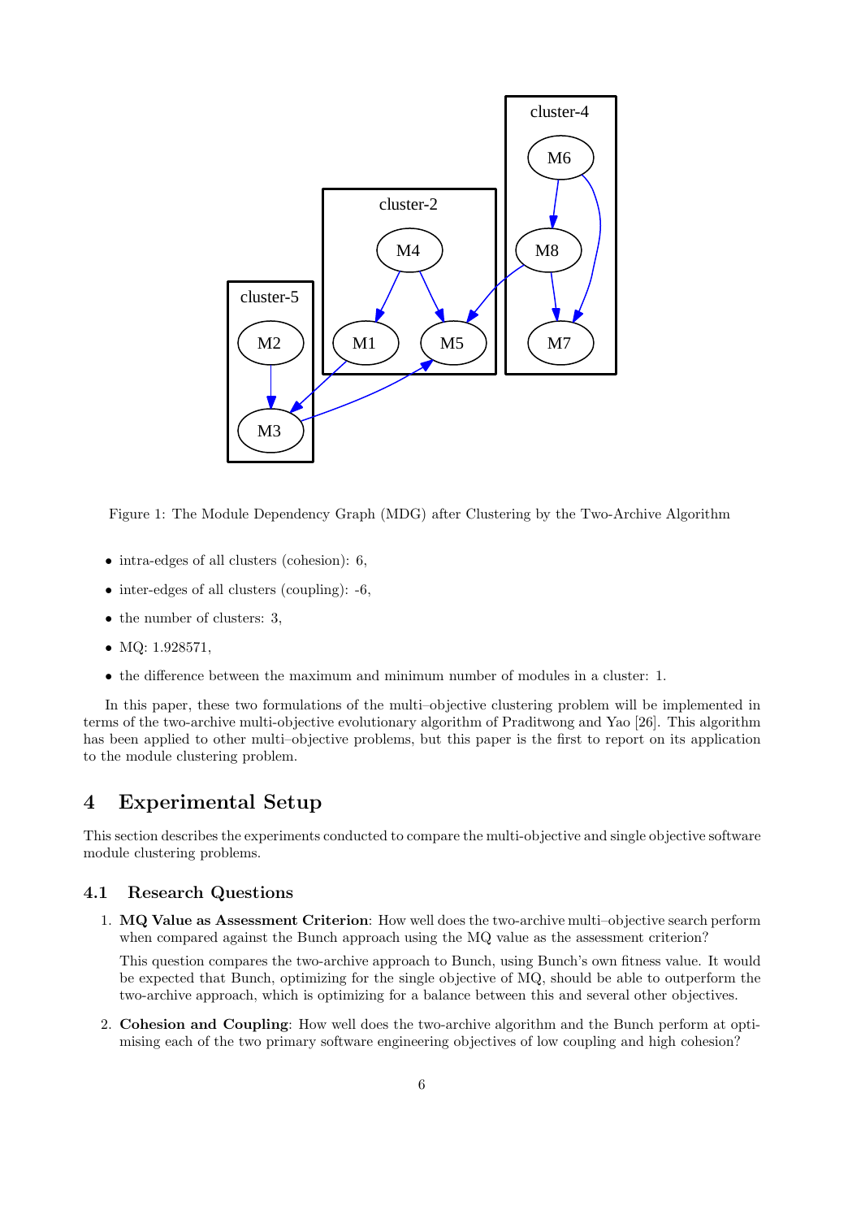Figure 1: The Module Dependency Graph (MDG) after Clustering by the Two-Archive Algorithm

- intra-edges of all clusters (cohesion): 6,
- inter-edges of all clusters (coupling): -6,
- the number of clusters: 3,
- MQ: 1.928571,
- the difference between the maximum and minimum number of modules in a cluster: 1.

In this paper, these two formulations of the multi–objective clustering problem will be implemented in terms of the two-archive multi-objective evolutionary algorithm of Praditwong and Yao [26]. This algorithm has been applied to other multi–objective problems, but this paper is the first to report on its application to the module clustering problem.

# 4 Experimental Setup

This section describes the experiments conducted to compare the multi-objective and single objective software module clustering problems.

## 4.1 Research Questions

1. **MQ Value as Assessment Criterion**: How well does the two-archive multi–objective search perform when compared against the Bunch approach using the MQ value as the assessment criterion?

   This question compares the two-archive approach to Bunch, using Bunch's own fitness value. It would be expected that Bunch, optimizing for the single objective of MQ, should be able to outperform the two-archive approach, which is optimizing for a balance between this and several other objectives.

2. **Cohesion and Coupling**: How well does the two-archive algorithm and the Bunch perform at optimising each of the two primary software engineering objectives of low coupling and high cohesion?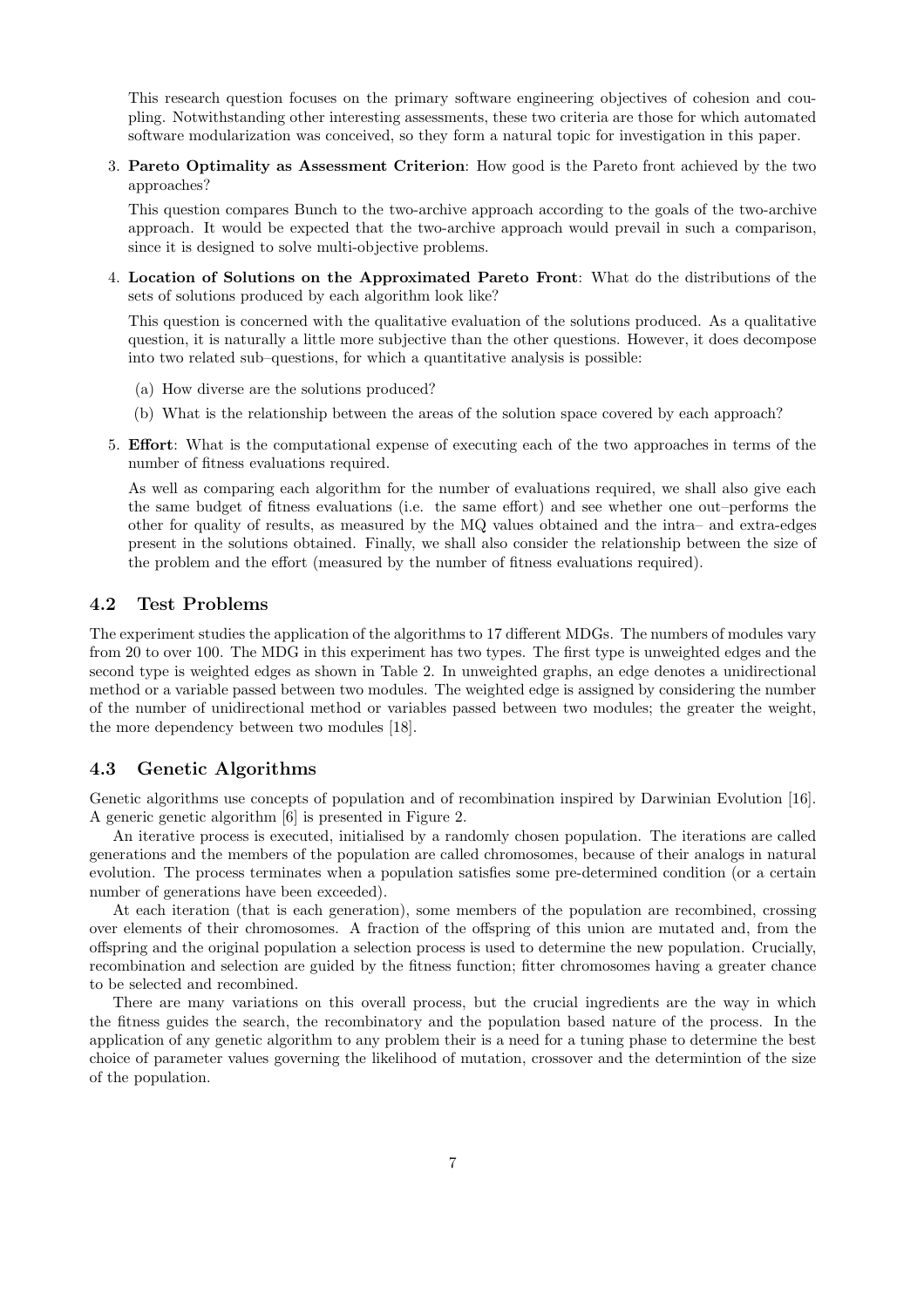This research question focuses on the primary software engineering objectives of cohesion and coupling. Notwithstanding other interesting assessments, these two criteria are those for which automated software modularization was conceived, so they form a natural topic for investigation in this paper.

3. **Pareto Optimality as Assessment Criterion**: How good is the Pareto front achieved by the two approaches?

   This question compares Bunch to the two-archive approach according to the goals of the two-archive approach. It would be expected that the two-archive approach would prevail in such a comparison, since it is designed to solve multi-objective problems.

4. **Location of Solutions on the Approximated Pareto Front**: What do the distributions of the sets of solutions produced by each algorithm look like?

   This question is concerned with the qualitative evaluation of the solutions produced. As a qualitative question, it is naturally a little more subjective than the other questions. However, it does decompose into two related sub–questions, for which a quantitative analysis is possible:

   (a) How diverse are the solutions produced?

   (b) What is the relationship between the areas of the solution space covered by each approach?

5. **Effort**: What is the computational expense of executing each of the two approaches in terms of the number of fitness evaluations required.

   As well as comparing each algorithm for the number of evaluations required, we shall also give each the same budget of fitness evaluations (i.e. the same effort) and see whether one out–performs the other for quality of results, as measured by the MQ values obtained and the intra– and extra-edges present in the solutions obtained. Finally, we shall also consider the relationship between the size of the problem and the effort (measured by the number of fitness evaluations required).

## 4.2 Test Problems

The experiment studies the application of the algorithms to 17 different MDGs. The numbers of modules vary from 20 to over 100. The MDG in this experiment has two types. The first type is unweighted edges and the second type is weighted edges as shown in Table 2. In unweighted graphs, an edge denotes a unidirectional method or a variable passed between two modules. The weighted edge is assigned by considering the number of the number of unidirectional method or variables passed between two modules; the greater the weight, the more dependency between two modules [18].

## 4.3 Genetic Algorithms

Genetic algorithms use concepts of population and of recombination inspired by Darwinian Evolution [16]. A generic genetic algorithm [6] is presented in Figure 2.

An iterative process is executed, initialised by a randomly chosen population. The iterations are called generations and the members of the population are called chromosomes, because of their analogs in natural evolution. The process terminates when a population satisfies some pre-determined condition (or a certain number of generations have been exceeded).

At each iteration (that is each generation), some members of the population are recombined, crossing over elements of their chromosomes. A fraction of the offspring of this union are mutated and, from the offspring and the original population a selection process is used to determine the new population. Crucially, recombination and selection are guided by the fitness function; fitter chromosomes having a greater chance to be selected and recombined.

There are many variations on this overall process, but the crucial ingredients are the way in which the fitness guides the search, the recombinatory and the population based nature of the process. In the application of any genetic algorithm to any problem their is a need for a tuning phase to determine the best choice of parameter values governing the likelihood of mutation, crossover and the determintion of the size of the population.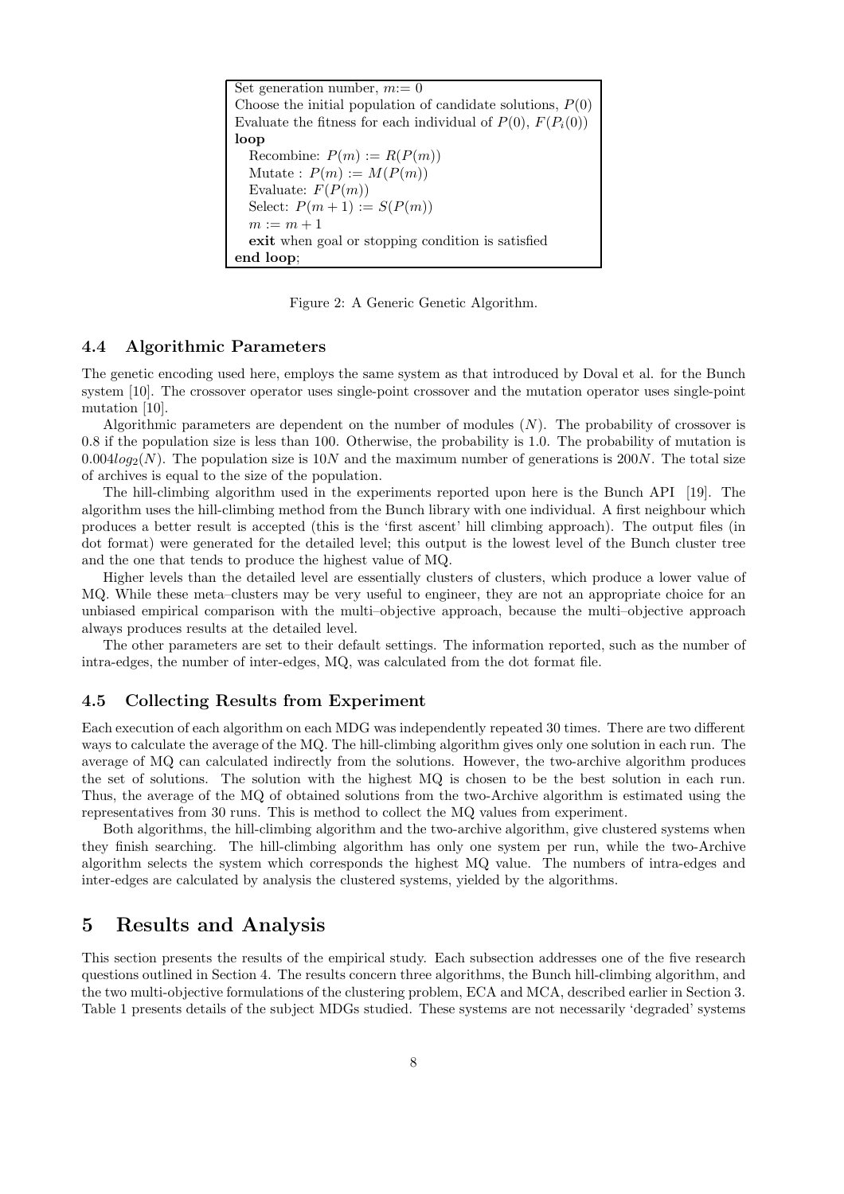```
Set generation number, m:= 0
Choose the initial population of candidate solutions, P(0)
Evaluate the fitness for each individual of P(0), F(P_i(0))
loop
  Recombine: P(m) := R(P(m))
  Mutate : P(m) := M(P(m))
  Evaluate: F(P(m))
  Select: P(m+1) := S(P(m))
  m := m+1
  exit when goal or stopping condition is satisfied
end loop;
```

Figure 2: A Generic Genetic Algorithm.

### 4.4 Algorithmic Parameters

The genetic encoding used here, employs the same system as that introduced by Doval et al. for the Bunch system [10]. The crossover operator uses single-point crossover and the mutation operator uses single-point mutation [10].

Algorithmic parameters are dependent on the number of modules ($N$). The probability of crossover is 0.8 if the population size is less than 100. Otherwise, the probability is 1.0. The probability of mutation is $0.004log_2(N)$. The population size is $10N$ and the maximum number of generations is $200N$. The total size of archives is equal to the size of the population.

The hill-climbing algorithm used in the experiments reported upon here is the Bunch API [19]. The algorithm uses the hill-climbing method from the Bunch library with one individual. A first neighbour which produces a better result is accepted (this is the 'first ascent' hill climbing approach). The output files (in dot format) were generated for the detailed level; this output is the lowest level of the Bunch cluster tree and the one that tends to produce the highest value of MQ.

Higher levels than the detailed level are essentially clusters of clusters, which produce a lower value of MQ. While these meta–clusters may be very useful to engineer, they are not an appropriate choice for an unbiased empirical comparison with the multi–objective approach, because the multi–objective approach always produces results at the detailed level.

The other parameters are set to their default settings. The information reported, such as the number of intra-edges, the number of inter-edges, MQ, was calculated from the dot format file.

### 4.5 Collecting Results from Experiment

Each execution of each algorithm on each MDG was independently repeated 30 times. There are two different ways to calculate the average of the MQ. The hill-climbing algorithm gives only one solution in each run. The average of MQ can calculated indirectly from the solutions. However, the two-archive algorithm produces the set of solutions. The solution with the highest MQ is chosen to be the best solution in each run. Thus, the average of the MQ of obtained solutions from the two-Archive algorithm is estimated using the representatives from 30 runs. This is method to collect the MQ values from experiment.

Both algorithms, the hill-climbing algorithm and the two-archive algorithm, give clustered systems when they finish searching. The hill-climbing algorithm has only one system per run, while the two-Archive algorithm selects the system which corresponds the highest MQ value. The numbers of intra-edges and inter-edges are calculated by analysis the clustered systems, yielded by the algorithms.

## 5 Results and Analysis

This section presents the results of the empirical study. Each subsection addresses one of the five research questions outlined in Section 4. The results concern three algorithms, the Bunch hill-climbing algorithm, and the two multi-objective formulations of the clustering problem, ECA and MCA, described earlier in Section 3. Table 1 presents details of the subject MDGs studied. These systems are not necessarily 'degraded' systems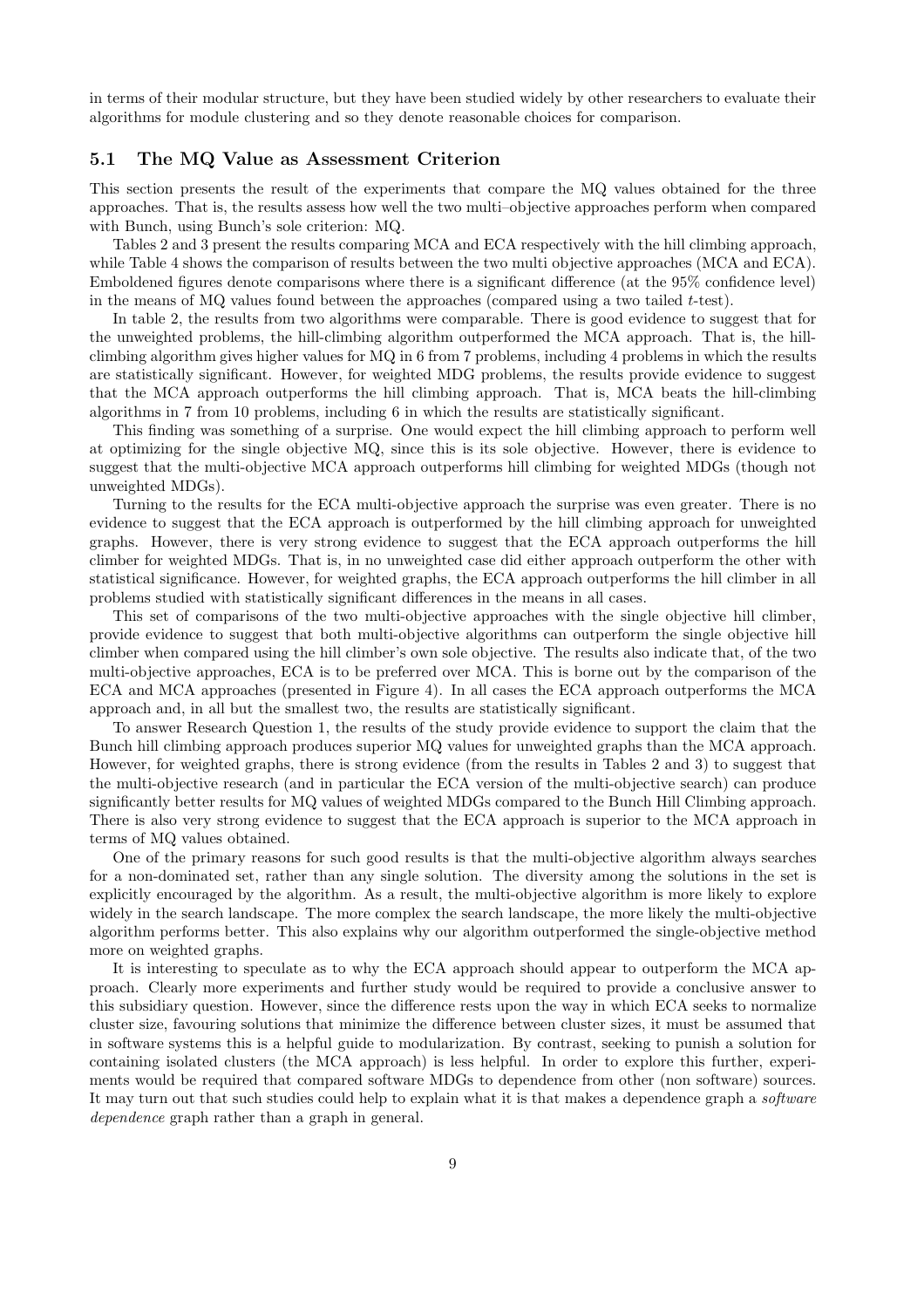in terms of their modular structure, but they have been studied widely by other researchers to evaluate their algorithms for module clustering and so they denote reasonable choices for comparison.

### 5.1 The MQ Value as Assessment Criterion

This section presents the result of the experiments that compare the MQ values obtained for the three approaches. That is, the results assess how well the two multi–objective approaches perform when compared with Bunch, using Bunch's sole criterion: MQ.

Tables 2 and 3 present the results comparing MCA and ECA respectively with the hill climbing approach, while Table 4 shows the comparison of results between the two multi objective approaches (MCA and ECA). Emboldened figures denote comparisons where there is a significant difference (at the 95% confidence level) in the means of MQ values found between the approaches (compared using a two tailed $t$-test).

In table 2, the results from two algorithms were comparable. There is good evidence to suggest that for the unweighted problems, the hill-climbing algorithm outperformed the MCA approach. That is, the hill-climbing algorithm gives higher values for MQ in 6 from 7 problems, including 4 problems in which the results are statistically significant. However, for weighted MDG problems, the results provide evidence to suggest that the MCA approach outperforms the hill climbing approach. That is, MCA beats the hill-climbing algorithms in 7 from 10 problems, including 6 in which the results are statistically significant.

This finding was something of a surprise. One would expect the hill climbing approach to perform well at optimizing for the single objective MQ, since this is its sole objective. However, there is evidence to suggest that the multi-objective MCA approach outperforms hill climbing for weighted MDGs (though not unweighted MDGs).

Turning to the results for the ECA multi-objective approach the surprise was even greater. There is no evidence to suggest that the ECA approach is outperformed by the hill climbing approach for unweighted graphs. However, there is very strong evidence to suggest that the ECA approach outperforms the hill climber for weighted MDGs. That is, in no unweighted case did either approach outperform the other with statistical significance. However, for weighted graphs, the ECA approach outperforms the hill climber in all problems studied with statistically significant differences in the means in all cases.

This set of comparisons of the two multi-objective approaches with the single objective hill climber, provide evidence to suggest that both multi-objective algorithms can outperform the single objective hill climber when compared using the hill climber's own sole objective. The results also indicate that, of the two multi-objective approaches, ECA is to be preferred over MCA. This is borne out by the comparison of the ECA and MCA approaches (presented in Figure 4). In all cases the ECA approach outperforms the MCA approach and, in all but the smallest two, the results are statistically significant.

To answer Research Question 1, the results of the study provide evidence to support the claim that the Bunch hill climbing approach produces superior MQ values for unweighted graphs than the MCA approach. However, for weighted graphs, there is strong evidence (from the results in Tables 2 and 3) to suggest that the multi-objective research (and in particular the ECA version of the multi-objective search) can produce significantly better results for MQ values of weighted MDGs compared to the Bunch Hill Climbing approach. There is also very strong evidence to suggest that the ECA approach is superior to the MCA approach in terms of MQ values obtained.

One of the primary reasons for such good results is that the multi-objective algorithm always searches for a non-dominated set, rather than any single solution. The diversity among the solutions in the set is explicitly encouraged by the algorithm. As a result, the multi-objective algorithm is more likely to explore widely in the search landscape. The more complex the search landscape, the more likely the multi-objective algorithm performs better. This also explains why our algorithm outperformed the single-objective method more on weighted graphs.

It is interesting to speculate as to why the ECA approach should appear to outperform the MCA approach. Clearly more experiments and further study would be required to provide a conclusive answer to this subsidiary question. However, since the difference rests upon the way in which ECA seeks to normalize cluster size, favouring solutions that minimize the difference between cluster sizes, it must be assumed that in software systems this is a helpful guide to modularization. By contrast, seeking to punish a solution for containing isolated clusters (the MCA approach) is less helpful. In order to explore this further, experiments would be required that compared software MDGs to dependence from other (non software) sources. It may turn out that such studies could help to explain what it is that makes a dependence graph a *software dependence* graph rather than a graph in general.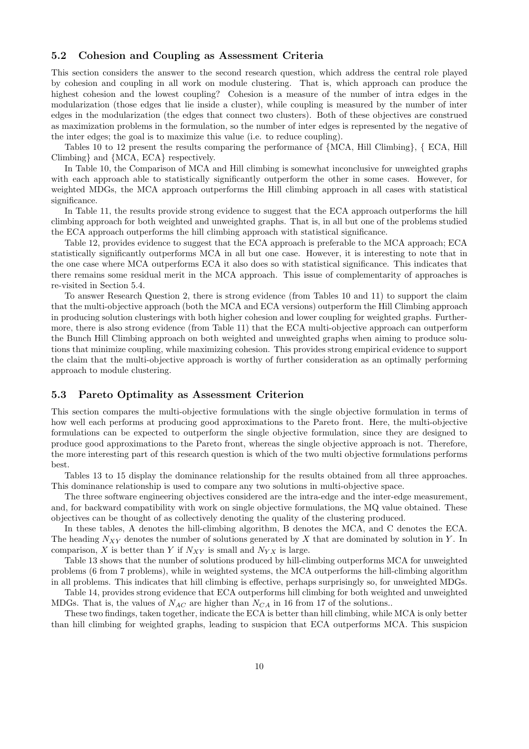### 5.2 Cohesion and Coupling as Assessment Criteria

This section considers the answer to the second research question, which address the central role played by cohesion and coupling in all work on module clustering. That is, which approach can produce the highest cohesion and the lowest coupling? Cohesion is a measure of the number of intra edges in the modularization (those edges that lie inside a cluster), while coupling is measured by the number of inter edges in the modularization (the edges that connect two clusters). Both of these objectives are construed as maximization problems in the formulation, so the number of inter edges is represented by the negative of the inter edges; the goal is to maximize this value (i.e. to reduce coupling).

Tables 10 to 12 present the results comparing the performance of {MCA, Hill Climbing}, { ECA, Hill Climbing} and {MCA, ECA} respectively.

In Table 10, the Comparison of MCA and Hill climbing is somewhat inconclusive for unweighted graphs with each approach able to statistically significantly outperform the other in some cases. However, for weighted MDGs, the MCA approach outperforms the Hill climbing approach in all cases with statistical significance.

In Table 11, the results provide strong evidence to suggest that the ECA approach outperforms the hill climbing approach for both weighted and unweighted graphs. That is, in all but one of the problems studied the ECA approach outperforms the hill climbing approach with statistical significance.

Table 12, provides evidence to suggest that the ECA approach is preferable to the MCA approach; ECA statistically significantly outperforms MCA in all but one case. However, it is interesting to note that in the one case where MCA outperforms ECA it also does so with statistical significance. This indicates that there remains some residual merit in the MCA approach. This issue of complementarity of approaches is re-visited in Section 5.4.

To answer Research Question 2, there is strong evidence (from Tables 10 and 11) to support the claim that the multi-objective approach (both the MCA and ECA versions) outperform the Hill Climbing approach in producing solution clusterings with both higher cohesion and lower coupling for weighted graphs. Furthermore, there is also strong evidence (from Table 11) that the ECA multi-objective approach can outperform the Bunch Hill Climbing approach on both weighted and unweighted graphs when aiming to produce solutions that minimize coupling, while maximizing cohesion. This provides strong empirical evidence to support the claim that the multi-objective approach is worthy of further consideration as an optimally performing approach to module clustering.

### 5.3 Pareto Optimality as Assessment Criterion

This section compares the multi-objective formulations with the single objective formulation in terms of how well each performs at producing good approximations to the Pareto front. Here, the multi-objective formulations can be expected to outperform the single objective formulation, since they are designed to produce good approximations to the Pareto front, whereas the single objective approach is not. Therefore, the more interesting part of this research question is which of the two multi objective formulations performs best.

Tables 13 to 15 display the dominance relationship for the results obtained from all three approaches. This dominance relationship is used to compare any two solutions in multi-objective space.

The three software engineering objectives considered are the intra-edge and the inter-edge measurement, and, for backward compatibility with work on single objective formulations, the MQ value obtained. These objectives can be thought of as collectively denoting the quality of the clustering produced.

In these tables, A denotes the hill-climbing algorithm, B denotes the MCA, and C denotes the ECA. The heading $N_{XY}$ denotes the number of solutions generated by $X$ that are dominated by solution in $Y$. In comparison, $X$ is better than $Y$ if $N_{XY}$ is small and $N_{YX}$ is large.

Table 13 shows that the number of solutions produced by hill-climbing outperforms MCA for unweighted problems (6 from 7 problems), while in weighted systems, the MCA outperforms the hill-climbing algorithm in all problems. This indicates that hill climbing is effective, perhaps surprisingly so, for unweighted MDGs.

Table 14, provides strong evidence that ECA outperforms hill climbing for both weighted and unweighted MDGs. That is, the values of $N_{AC}$ are higher than $N_{CA}$ in 16 from 17 of the solutions..

These two findings, taken together, indicate the ECA is better than hill climbing, while MCA is only better than hill climbing for weighted graphs, leading to suspicion that ECA outperforms MCA. This suspicion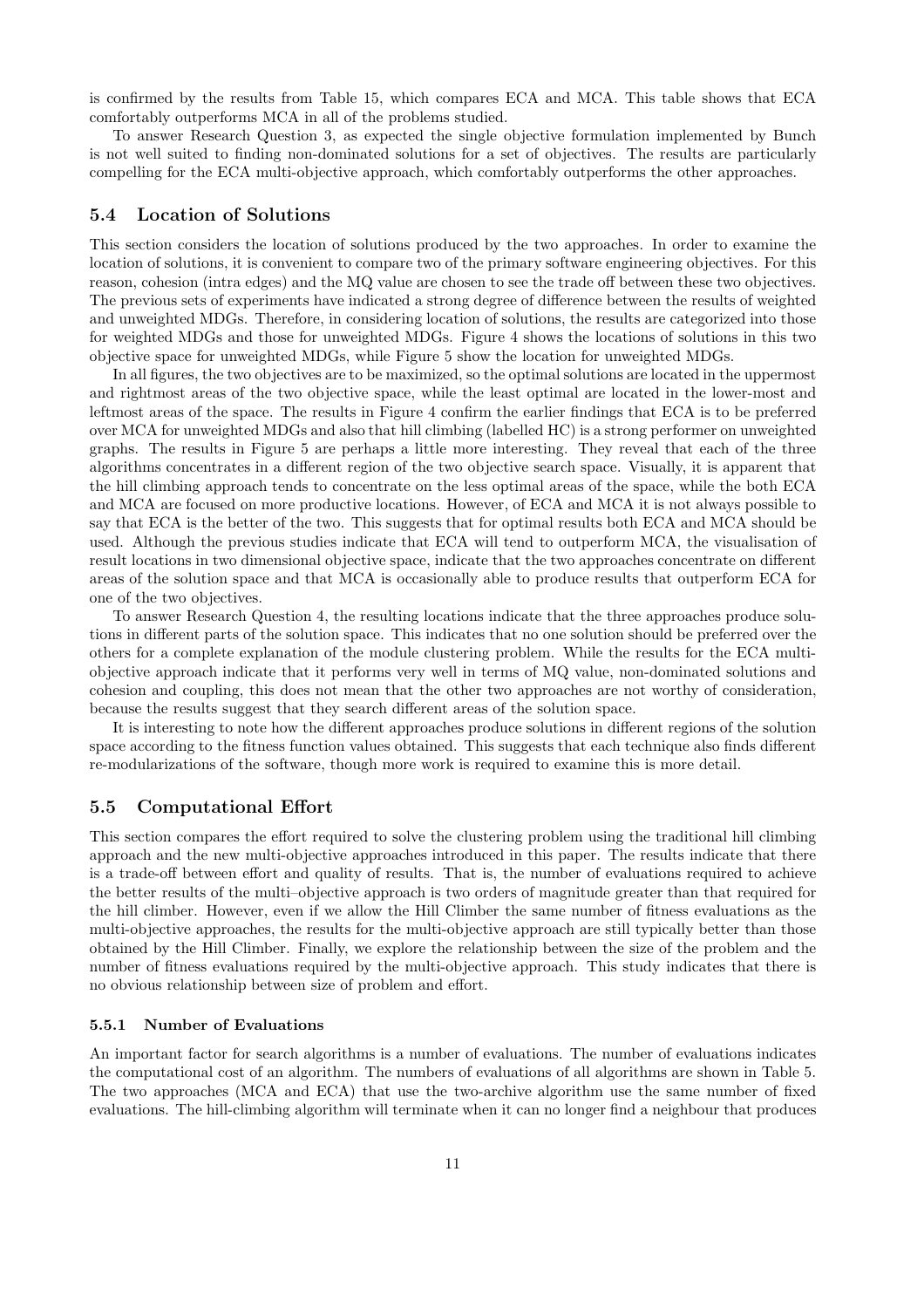is confirmed by the results from Table 15, which compares ECA and MCA. This table shows that ECA comfortably outperforms MCA in all of the problems studied.

To answer Research Question 3, as expected the single objective formulation implemented by Bunch is not well suited to finding non-dominated solutions for a set of objectives. The results are particularly compelling for the ECA multi-objective approach, which comfortably outperforms the other approaches.

## 5.4 Location of Solutions

This section considers the location of solutions produced by the two approaches. In order to examine the location of solutions, it is convenient to compare two of the primary software engineering objectives. For this reason, cohesion (intra edges) and the MQ value are chosen to see the trade off between these two objectives. The previous sets of experiments have indicated a strong degree of difference between the results of weighted and unweighted MDGs. Therefore, in considering location of solutions, the results are categorized into those for weighted MDGs and those for unweighted MDGs. Figure 4 shows the locations of solutions in this two objective space for unweighted MDGs, while Figure 5 show the location for unweighted MDGs.

In all figures, the two objectives are to be maximized, so the optimal solutions are located in the uppermost and rightmost areas of the two objective space, while the least optimal are located in the lower-most and leftmost areas of the space. The results in Figure 4 confirm the earlier findings that ECA is to be preferred over MCA for unweighted MDGs and also that hill climbing (labelled HC) is a strong performer on unweighted graphs. The results in Figure 5 are perhaps a little more interesting. They reveal that each of the three algorithms concentrates in a different region of the two objective search space. Visually, it is apparent that the hill climbing approach tends to concentrate on the less optimal areas of the space, while the both ECA and MCA are focused on more productive locations. However, of ECA and MCA it is not always possible to say that ECA is the better of the two. This suggests that for optimal results both ECA and MCA should be used. Although the previous studies indicate that ECA will tend to outperform MCA, the visualisation of result locations in two dimensional objective space, indicate that the two approaches concentrate on different areas of the solution space and that MCA is occasionally able to produce results that outperform ECA for one of the two objectives.

To answer Research Question 4, the resulting locations indicate that the three approaches produce solutions in different parts of the solution space. This indicates that no one solution should be preferred over the others for a complete explanation of the module clustering problem. While the results for the ECA multi-objective approach indicate that it performs very well in terms of MQ value, non-dominated solutions and cohesion and coupling, this does not mean that the other two approaches are not worthy of consideration, because the results suggest that they search different areas of the solution space.

It is interesting to note how the different approaches produce solutions in different regions of the solution space according to the fitness function values obtained. This suggests that each technique also finds different re-modularizations of the software, though more work is required to examine this is more detail.

## 5.5 Computational Effort

This section compares the effort required to solve the clustering problem using the traditional hill climbing approach and the new multi-objective approaches introduced in this paper. The results indicate that there is a trade-off between effort and quality of results. That is, the number of evaluations required to achieve the better results of the multi–objective approach is two orders of magnitude greater than that required for the hill climber. However, even if we allow the Hill Climber the same number of fitness evaluations as the multi-objective approaches, the results for the multi-objective approach are still typically better than those obtained by the Hill Climber. Finally, we explore the relationship between the size of the problem and the number of fitness evaluations required by the multi-objective approach. This study indicates that there is no obvious relationship between size of problem and effort.

### 5.5.1 Number of Evaluations

An important factor for search algorithms is a number of evaluations. The number of evaluations indicates the computational cost of an algorithm. The numbers of evaluations of all algorithms are shown in Table 5. The two approaches (MCA and ECA) that use the two-archive algorithm use the same number of fixed evaluations. The hill-climbing algorithm will terminate when it can no longer find a neighbour that produces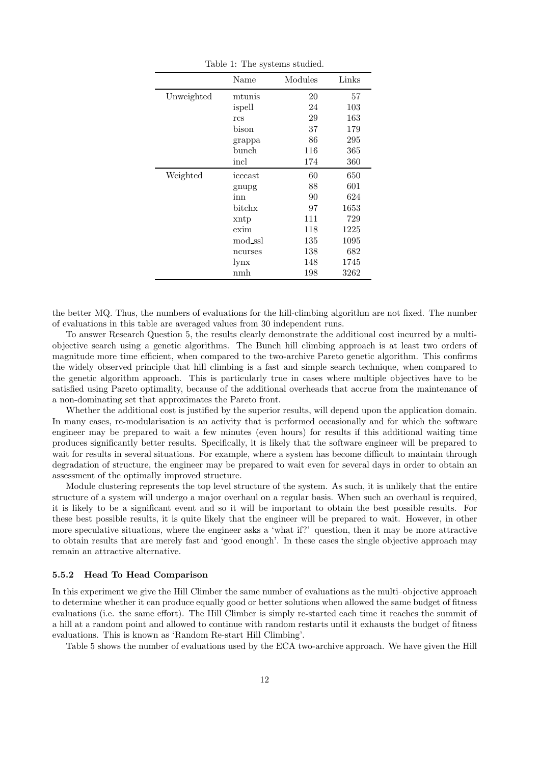Table 1: The systems studied.

| | Name | Modules | Links |
|---|---|---|---|
| Unweighted | mtunis | 20 | 57 |
| | ispell | 24 | 103 |
| | rcs | 29 | 163 |
| | bison | 37 | 179 |
| | grappa | 86 | 295 |
| | bunch | 116 | 365 |
| | incl | 174 | 360 |
| Weighted | icecast | 60 | 650 |
| | gnupg | 88 | 601 |
| | inn | 90 | 624 |
| | bitchx | 97 | 1653 |
| | xntp | 111 | 729 |
| | exim | 118 | 1225 |
| | mod_ssl | 135 | 1095 |
| | ncurses | 138 | 682 |
| | lynx | 148 | 1745 |
| | nmh | 198 | 3262 |

the better MQ. Thus, the numbers of evaluations for the hill-climbing algorithm are not fixed. The number of evaluations in this table are averaged values from 30 independent runs.

To answer Research Question 5, the results clearly demonstrate the additional cost incurred by a multi-objective search using a genetic algorithms. The Bunch hill climbing approach is at least two orders of magnitude more time efficient, when compared to the two-archive Pareto genetic algorithm. This confirms the widely observed principle that hill climbing is a fast and simple search technique, when compared to the genetic algorithm approach. This is particularly true in cases where multiple objectives have to be satisfied using Pareto optimality, because of the additional overheads that accrue from the maintenance of a non-dominating set that approximates the Pareto front.

Whether the additional cost is justified by the superior results, will depend upon the application domain. In many cases, re-modularisation is an activity that is performed occasionally and for which the software engineer may be prepared to wait a few minutes (even hours) for results if this additional waiting time produces significantly better results. Specifically, it is likely that the software engineer will be prepared to wait for results in several situations. For example, where a system has become difficult to maintain through degradation of structure, the engineer may be prepared to wait even for several days in order to obtain an assessment of the optimally improved structure.

Module clustering represents the top level structure of the system. As such, it is unlikely that the entire structure of a system will undergo a major overhaul on a regular basis. When such an overhaul is required, it is likely to be a significant event and so it will be important to obtain the best possible results. For these best possible results, it is quite likely that the engineer will be prepared to wait. However, in other more speculative situations, where the engineer asks a 'what if?' question, then it may be more attractive to obtain results that are merely fast and 'good enough'. In these cases the single objective approach may remain an attractive alternative.

#### 5.5.2 Head To Head Comparison

In this experiment we give the Hill Climber the same number of evaluations as the multi–objective approach to determine whether it can produce equally good or better solutions when allowed the same budget of fitness evaluations (i.e. the same effort). The Hill Climber is simply re-started each time it reaches the summit of a hill at a random point and allowed to continue with random restarts until it exhausts the budget of fitness evaluations. This is known as 'Random Re-start Hill Climbing'.

Table 5 shows the number of evaluations used by the ECA two-archive approach. We have given the Hill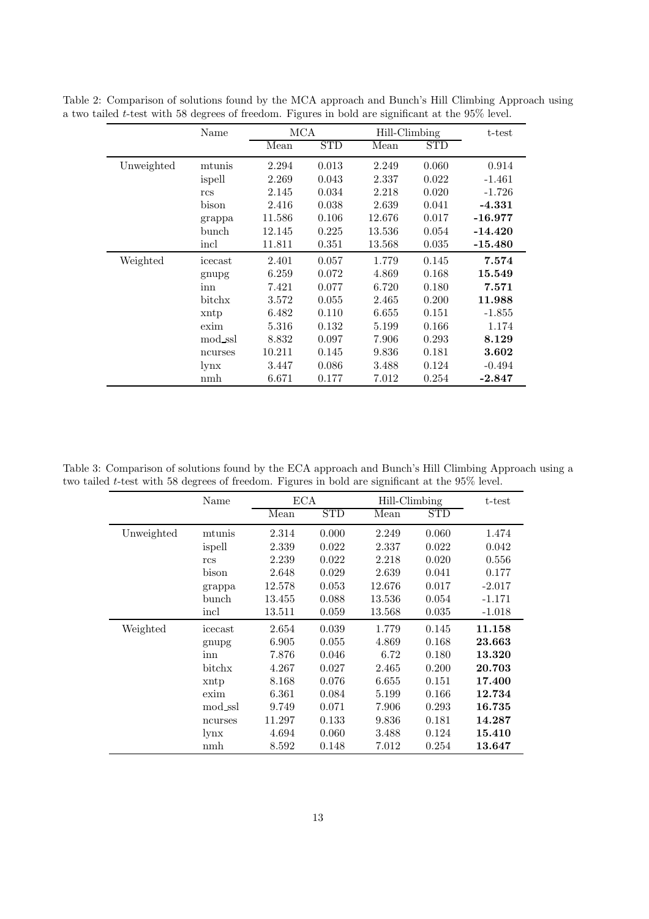Table 2: Comparison of solutions found by the MCA approach and Bunch's Hill Climbing Approach using a two tailed $t$-test with 58 degrees of freedom. Figures in bold are significant at the 95% level.

| | Name | MCA | | Hill-Climbing | | t-test |
|---|---|---|---|---|---|---|
| | | Mean | STD | Mean | STD | |
| Unweighted | mtunis | 2.294 | 0.013 | 2.249 | 0.060 | 0.914 |
| | ispell | 2.269 | 0.043 | 2.337 | 0.022 | -1.461 |
| | rcs | 2.145 | 0.034 | 2.218 | 0.020 | -1.726 |
| | bison | 2.416 | 0.038 | 2.639 | 0.041 | **-4.331** |
| | grappa | 11.586 | 0.106 | 12.676 | 0.017 | **-16.977** |
| | bunch | 12.145 | 0.225 | 13.536 | 0.054 | **-14.420** |
| | incl | 11.811 | 0.351 | 13.568 | 0.035 | **-15.480** |
| Weighted | icecast | 2.401 | 0.057 | 1.779 | 0.145 | **7.574** |
| | gnupg | 6.259 | 0.072 | 4.869 | 0.168 | **15.549** |
| | inn | 7.421 | 0.077 | 6.720 | 0.180 | **7.571** |
| | bitchx | 3.572 | 0.055 | 2.465 | 0.200 | **11.988** |
| | xntp | 6.482 | 0.110 | 6.655 | 0.151 | -1.855 |
| | exim | 5.316 | 0.132 | 5.199 | 0.166 | 1.174 |
| | mod_ssl | 8.832 | 0.097 | 7.906 | 0.293 | **8.129** |
| | ncurses | 10.211 | 0.145 | 9.836 | 0.181 | **3.602** |
| | lynx | 3.447 | 0.086 | 3.488 | 0.124 | -0.494 |
| | nmh | 6.671 | 0.177 | 7.012 | 0.254 | **-2.847** |

Table 3: Comparison of solutions found by the ECA approach and Bunch's Hill Climbing Approach using a two tailed $t$-test with 58 degrees of freedom. Figures in bold are significant at the 95% level.

| | Name | ECA | | Hill-Climbing | | t-test |
|---|---|---|---|---|---|---|
| | | Mean | STD | Mean | STD | |
| Unweighted | mtunis | 2.314 | 0.000 | 2.249 | 0.060 | 1.474 |
| | ispell | 2.339 | 0.022 | 2.337 | 0.022 | 0.042 |
| | rcs | 2.239 | 0.022 | 2.218 | 0.020 | 0.556 |
| | bison | 2.648 | 0.029 | 2.639 | 0.041 | 0.177 |
| | grappa | 12.578 | 0.053 | 12.676 | 0.017 | -2.017 |
| | bunch | 13.455 | 0.088 | 13.536 | 0.054 | -1.171 |
| | incl | 13.511 | 0.059 | 13.568 | 0.035 | -1.018 |
| Weighted | icecast | 2.654 | 0.039 | 1.779 | 0.145 | **11.158** |
| | gnupg | 6.905 | 0.055 | 4.869 | 0.168 | **23.663** |
| | inn | 7.876 | 0.046 | 6.72 | 0.180 | **13.320** |
| | bitchx | 4.267 | 0.027 | 2.465 | 0.200 | **20.703** |
| | xntp | 8.168 | 0.076 | 6.655 | 0.151 | **17.400** |
| | exim | 6.361 | 0.084 | 5.199 | 0.166 | **12.734** |
| | mod_ssl | 9.749 | 0.071 | 7.906 | 0.293 | **16.735** |
| | ncurses | 11.297 | 0.133 | 9.836 | 0.181 | **14.287** |
| | lynx | 4.694 | 0.060 | 3.488 | 0.124 | **15.410** |
| | nmh | 8.592 | 0.148 | 7.012 | 0.254 | **13.647** |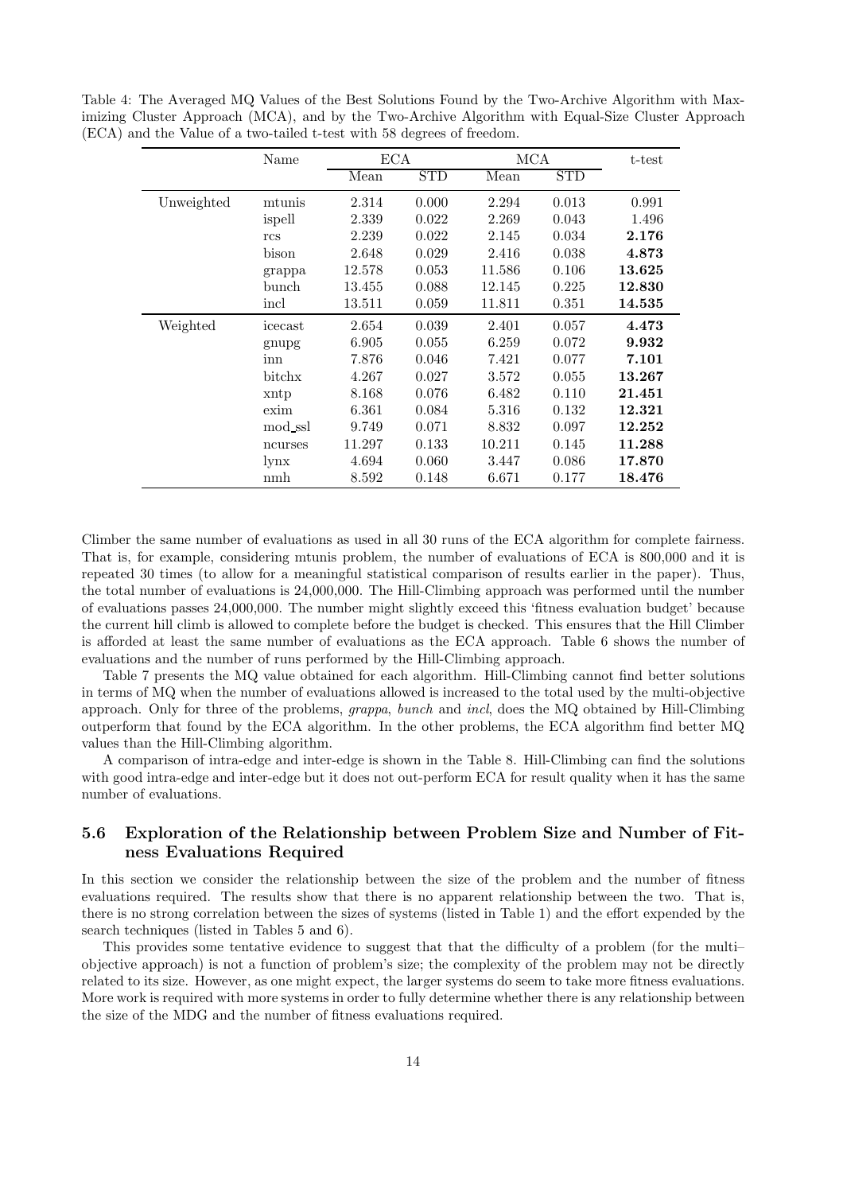Table 4: The Averaged MQ Values of the Best Solutions Found by the Two-Archive Algorithm with Maximizing Cluster Approach (MCA), and by the Two-Archive Algorithm with Equal-Size Cluster Approach (ECA) and the Value of a two-tailed t-test with 58 degrees of freedom.

| | Name | ECA | | MCA | | t-test |
|---|---|---|---|---|---|---|
| | | Mean | STD | Mean | STD | |
| Unweighted | mtunis | 2.314 | 0.000 | 2.294 | 0.013 | 0.991 |
| | ispell | 2.339 | 0.022 | 2.269 | 0.043 | 1.496 |
| | rcs | 2.239 | 0.022 | 2.145 | 0.034 | **2.176** |
| | bison | 2.648 | 0.029 | 2.416 | 0.038 | **4.873** |
| | grappa | 12.578 | 0.053 | 11.586 | 0.106 | **13.625** |
| | bunch | 13.455 | 0.088 | 12.145 | 0.225 | **12.830** |
| | incl | 13.511 | 0.059 | 11.811 | 0.351 | **14.535** |
| Weighted | icecast | 2.654 | 0.039 | 2.401 | 0.057 | **4.473** |
| | gnupg | 6.905 | 0.055 | 6.259 | 0.072 | **9.932** |
| | inn | 7.876 | 0.046 | 7.421 | 0.077 | **7.101** |
| | bitchx | 4.267 | 0.027 | 3.572 | 0.055 | **13.267** |
| | xntp | 8.168 | 0.076 | 6.482 | 0.110 | **21.451** |
| | exim | 6.361 | 0.084 | 5.316 | 0.132 | **12.321** |
| | mod_ssl | 9.749 | 0.071 | 8.832 | 0.097 | **12.252** |
| | ncurses | 11.297 | 0.133 | 10.211 | 0.145 | **11.288** |
| | lynx | 4.694 | 0.060 | 3.447 | 0.086 | **17.870** |
| | nmh | 8.592 | 0.148 | 6.671 | 0.177 | **18.476** |

Climber the same number of evaluations as used in all 30 runs of the ECA algorithm for complete fairness. That is, for example, considering mtunis problem, the number of evaluations of ECA is 800,000 and it is repeated 30 times (to allow for a meaningful statistical comparison of results earlier in the paper). Thus, the total number of evaluations is 24,000,000. The Hill-Climbing approach was performed until the number of evaluations passes 24,000,000. The number might slightly exceed this 'fitness evaluation budget' because the current hill climb is allowed to complete before the budget is checked. This ensures that the Hill Climber is afforded at least the same number of evaluations as the ECA approach. Table 6 shows the number of evaluations and the number of runs performed by the Hill-Climbing approach.

Table 7 presents the MQ value obtained for each algorithm. Hill-Climbing cannot find better solutions in terms of MQ when the number of evaluations allowed is increased to the total used by the multi-objective approach. Only for three of the problems, *grappa*, *bunch* and *incl*, does the MQ obtained by Hill-Climbing outperform that found by the ECA algorithm. In the other problems, the ECA algorithm find better MQ values than the Hill-Climbing algorithm.

A comparison of intra-edge and inter-edge is shown in the Table 8. Hill-Climbing can find the solutions with good intra-edge and inter-edge but it does not out-perform ECA for result quality when it has the same number of evaluations.

### 5.6 Exploration of the Relationship between Problem Size and Number of Fitness Evaluations Required

In this section we consider the relationship between the size of the problem and the number of fitness evaluations required. The results show that there is no apparent relationship between the two. That is, there is no strong correlation between the sizes of systems (listed in Table 1) and the effort expended by the search techniques (listed in Tables 5 and 6).

This provides some tentative evidence to suggest that that the difficulty of a problem (for the multi–objective approach) is not a function of problem's size; the complexity of the problem may not be directly related to its size. However, as one might expect, the larger systems do seem to take more fitness evaluations. More work is required with more systems in order to fully determine whether there is any relationship between the size of the MDG and the number of fitness evaluations required.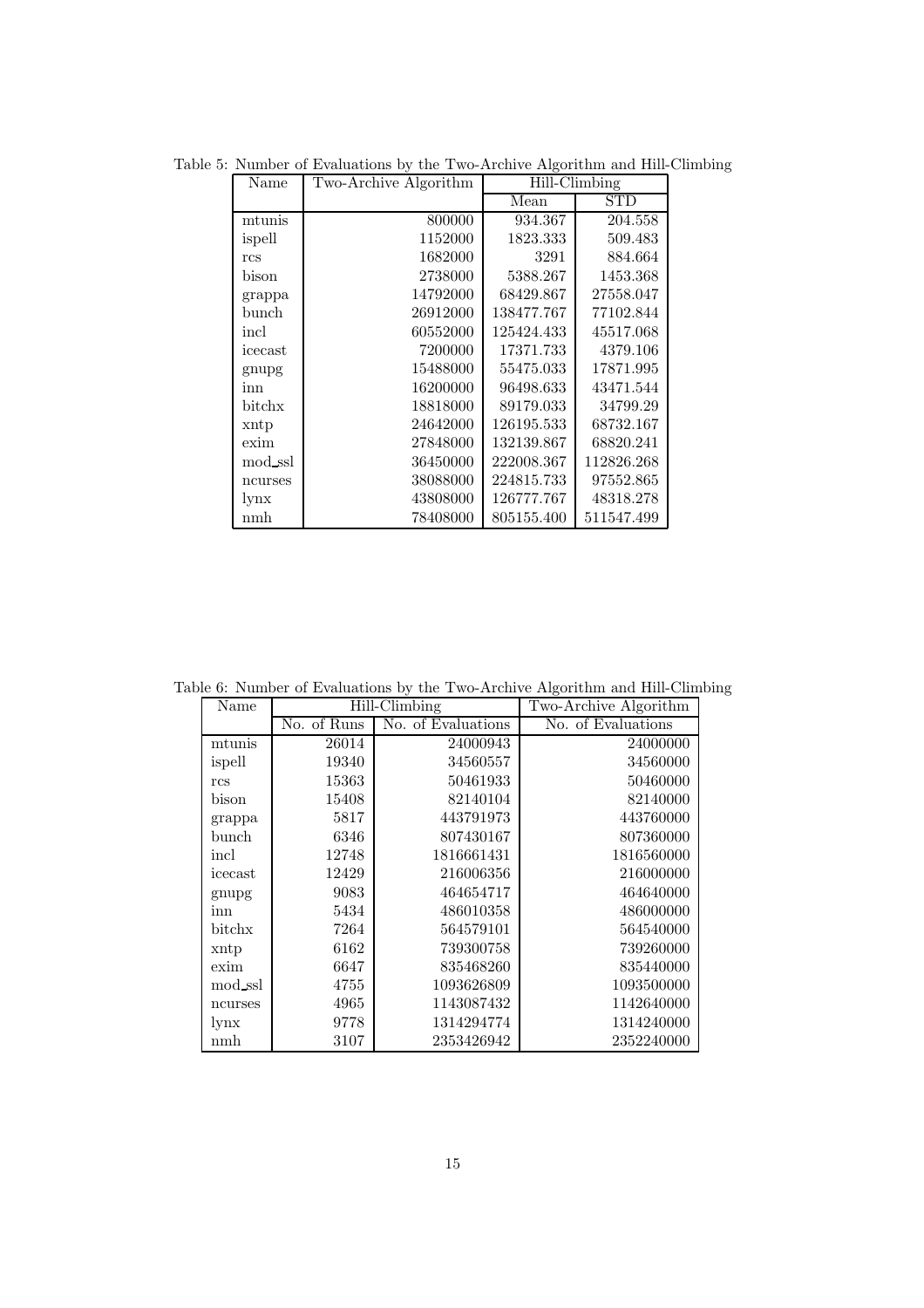Table 5: Number of Evaluations by the Two-Archive Algorithm and Hill-Climbing

| Name | Two-Archive Algorithm | Hill-Climbing | |
|---|---|---|---|
| | | Mean | STD |
| mtunis | 800000 | 934.367 | 204.558 |
| ispell | 1152000 | 1823.333 | 509.483 |
| rcs | 1682000 | 3291 | 884.664 |
| bison | 2738000 | 5388.267 | 1453.368 |
| grappa | 14792000 | 68429.867 | 27558.047 |
| bunch | 26912000 | 138477.767 | 77102.844 |
| incl | 60552000 | 125424.433 | 45517.068 |
| icecast | 7200000 | 17371.733 | 4379.106 |
| gnupg | 15488000 | 55475.033 | 17871.995 |
| inn | 16200000 | 96498.633 | 43471.544 |
| bitchx | 18818000 | 89179.033 | 34799.29 |
| xntp | 24642000 | 126195.533 | 68732.167 |
| exim | 27848000 | 132139.867 | 68820.241 |
| mod_ssl | 36450000 | 222008.367 | 112826.268 |
| ncurses | 38088000 | 224815.733 | 97552.865 |
| lynx | 43808000 | 126777.767 | 48318.278 |
| nmh | 78408000 | 805155.400 | 511547.499 |

Table 6: Number of Evaluations by the Two-Archive Algorithm and Hill-Climbing

| Name | Hill-Climbing | | Two-Archive Algorithm |
|---|---|---|---|
| | No. of Runs | No. of Evaluations | No. of Evaluations |
| mtunis | 26014 | 24000943 | 24000000 |
| ispell | 19340 | 34560557 | 34560000 |
| rcs | 15363 | 50461933 | 50460000 |
| bison | 15408 | 82140104 | 82140000 |
| grappa | 5817 | 443791973 | 443760000 |
| bunch | 6346 | 807430167 | 807360000 |
| incl | 12748 | 1816661431 | 1816560000 |
| icecast | 12429 | 216006356 | 216000000 |
| gnupg | 9083 | 464654717 | 464640000 |
| inn | 5434 | 486010358 | 486000000 |
| bitchx | 7264 | 564579101 | 564540000 |
| xntp | 6162 | 739300758 | 739260000 |
| exim | 6647 | 835468260 | 835440000 |
| mod_ssl | 4755 | 1093626809 | 1093500000 |
| ncurses | 4965 | 1143087432 | 1142640000 |
| lynx | 9778 | 1314294774 | 1314240000 |
| nmh | 3107 | 2353426942 | 2352240000 |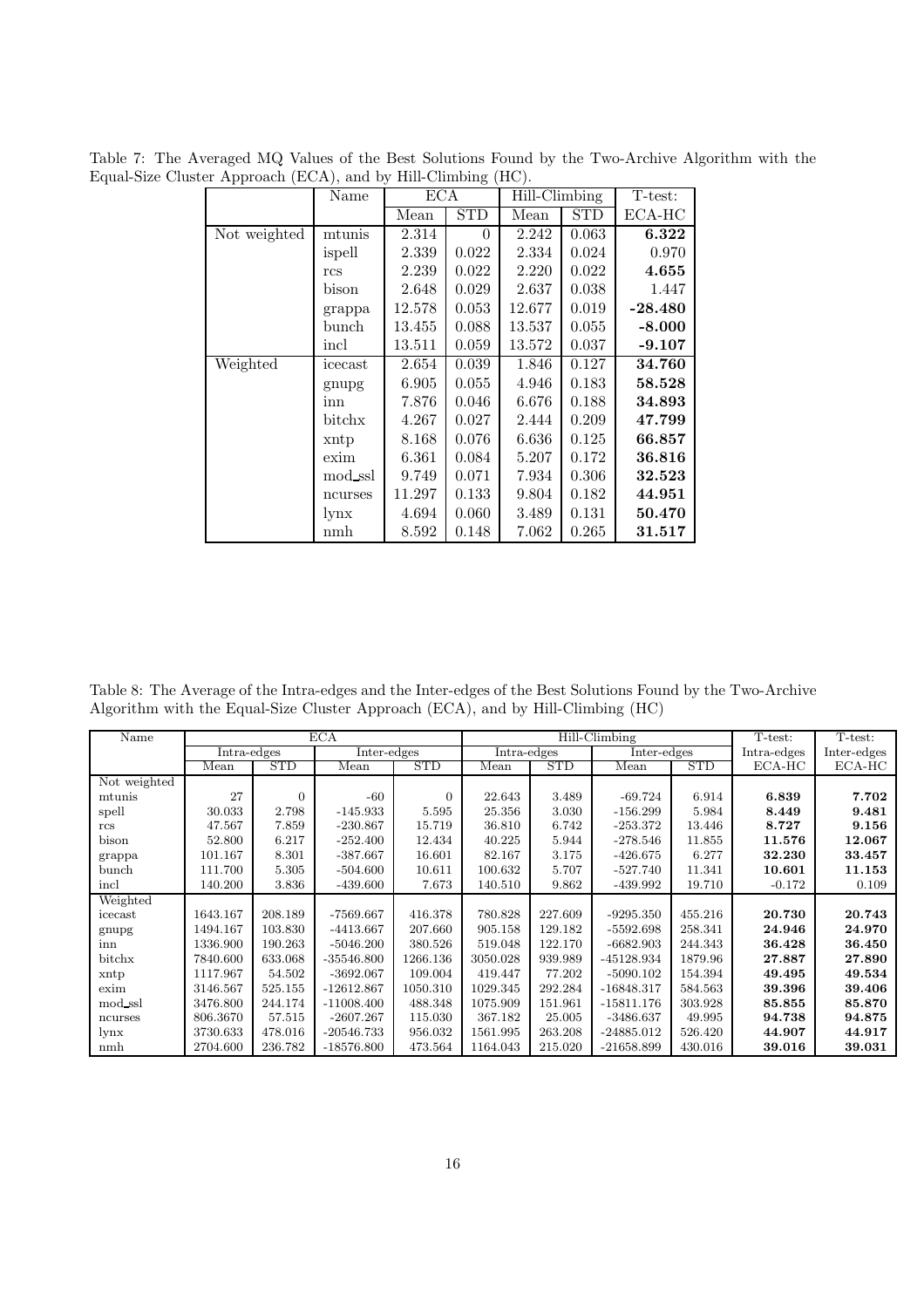Table 7: The Averaged MQ Values of the Best Solutions Found by the Two-Archive Algorithm with the Equal-Size Cluster Approach (ECA), and by Hill-Climbing (HC).

| | Name | ECA | | Hill-Climbing | | T-test: |
|---|---|---|---|---|---|---|
| | | Mean | STD | Mean | STD | ECA-HC |
| Not weighted | mtunis | 2.314 | 0 | 2.242 | 0.063 | **6.322** |
| | ispell | 2.339 | 0.022 | 2.334 | 0.024 | 0.970 |
| | rcs | 2.239 | 0.022 | 2.220 | 0.022 | **4.655** |
| | bison | 2.648 | 0.029 | 2.637 | 0.038 | 1.447 |
| | grappa | 12.578 | 0.053 | 12.677 | 0.019 | **-28.480** |
| | bunch | 13.455 | 0.088 | 13.537 | 0.055 | **-8.000** |
| | incl | 13.511 | 0.059 | 13.572 | 0.037 | **-9.107** |
| Weighted | icecast | 2.654 | 0.039 | 1.846 | 0.127 | **34.760** |
| | gnupg | 6.905 | 0.055 | 4.946 | 0.183 | **58.528** |
| | inn | 7.876 | 0.046 | 6.676 | 0.188 | **34.893** |
| | bitchx | 4.267 | 0.027 | 2.444 | 0.209 | **47.799** |
| | xntp | 8.168 | 0.076 | 6.636 | 0.125 | **66.857** |
| | exim | 6.361 | 0.084 | 5.207 | 0.172 | **36.816** |
| | mod_ssl | 9.749 | 0.071 | 7.934 | 0.306 | **32.523** |
| | ncurses | 11.297 | 0.133 | 9.804 | 0.182 | **44.951** |
| | lynx | 4.694 | 0.060 | 3.489 | 0.131 | **50.470** |
| | nmh | 8.592 | 0.148 | 7.062 | 0.265 | **31.517** |

Table 8: The Average of the Intra-edges and the Inter-edges of the Best Solutions Found by the Two-Archive Algorithm with the Equal-Size Cluster Approach (ECA), and by Hill-Climbing (HC)

| Name | ECA | | | | Hill-Climbing | | | | T-test: | T-test: |
|---|---|---|---|---|---|---|---|---|---|---|
| | Intra-edges | | Inter-edges | | Intra-edges | | Inter-edges | | Intra-edges | Inter-edges |
| | Mean | STD | Mean | STD | Mean | STD | Mean | STD | ECA-HC | ECA-HC |
| Not weighted | | | | | | | | | | |
| mtunis | 27 | 0 | -60 | 0 | 22.643 | 3.489 | -69.724 | 6.914 | **6.839** | **7.702** |
| spell | 30.033 | 2.798 | -145.933 | 5.595 | 25.356 | 3.030 | -156.299 | 5.984 | **8.449** | **9.481** |
| rcs | 47.567 | 7.859 | -230.867 | 15.719 | 36.810 | 6.742 | -253.372 | 13.446 | **8.727** | **9.156** |
| bison | 52.800 | 6.217 | -252.400 | 12.434 | 40.225 | 5.944 | -278.546 | 11.855 | **11.576** | **12.067** |
| grappa | 101.167 | 8.301 | -387.667 | 16.601 | 82.167 | 3.175 | -426.675 | 6.277 | **32.230** | **33.457** |
| bunch | 111.700 | 5.305 | -504.600 | 10.611 | 100.632 | 5.707 | -527.740 | 11.341 | **10.601** | **11.153** |
| incl | 140.200 | 3.836 | -439.600 | 7.673 | 140.510 | 9.862 | -439.992 | 19.710 | -0.172 | 0.109 |
| Weighted | | | | | | | | | | |
| icecast | 1643.167 | 208.189 | -7569.667 | 416.378 | 780.828 | 227.609 | -9295.350 | 455.216 | **20.730** | **20.743** |
| gnupg | 1494.167 | 103.830 | -4413.667 | 207.660 | 905.158 | 129.182 | -5592.698 | 258.341 | **24.946** | **24.970** |
| inn | 1336.900 | 190.263 | -5046.200 | 380.526 | 519.048 | 122.170 | -6682.903 | 244.343 | **36.428** | **36.450** |
| bitchx | 7840.600 | 633.068 | -35546.800 | 1266.136 | 3050.028 | 939.989 | -45128.934 | 1879.96 | **27.887** | **27.890** |
| xntp | 1117.967 | 54.502 | -3692.067 | 109.004 | 419.447 | 77.202 | -5090.102 | 154.394 | **49.495** | **49.534** |
| exim | 3146.567 | 525.155 | -12612.867 | 1050.310 | 1029.345 | 292.284 | -16848.317 | 584.563 | **39.396** | **39.406** |
| mod_ssl | 3476.800 | 244.174 | -11008.400 | 488.348 | 1075.909 | 151.961 | -15811.176 | 303.928 | **85.855** | **85.870** |
| ncurses | 806.3670 | 57.515 | -2607.267 | 115.030 | 367.182 | 25.005 | -3486.637 | 49.995 | **94.738** | **94.875** |
| lynx | 3730.633 | 478.016 | -20546.733 | 956.032 | 1561.995 | 263.208 | -24885.012 | 526.420 | **44.907** | **44.917** |
| nmh | 2704.600 | 236.782 | -18576.800 | 473.564 | 1164.043 | 215.020 | -21658.899 | 430.016 | **39.016** | **39.031** |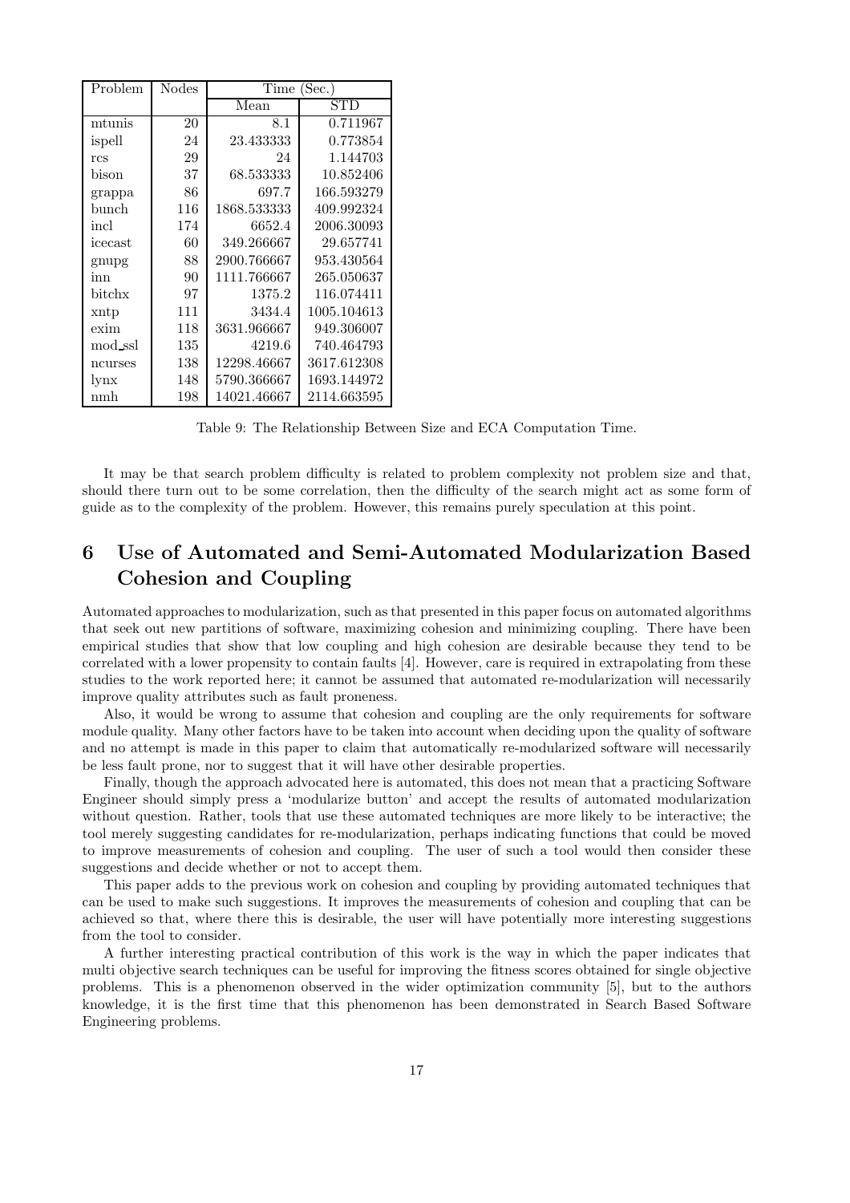| Problem | Nodes | Time (Sec.) | |
|---|---|---|---|
| | | Mean | STD |
| mtunis | 20 | 8.1 | 0.711967 |
| ispell | 24 | 23.433333 | 0.773854 |
| rcs | 29 | 24 | 1.144703 |
| bison | 37 | 68.533333 | 10.852406 |
| grappa | 86 | 697.7 | 166.593279 |
| bunch | 116 | 1868.533333 | 409.992324 |
| incl | 174 | 6652.4 | 2006.30093 |
| icecast | 60 | 349.266667 | 29.657741 |
| gnupg | 88 | 2900.766667 | 953.430564 |
| inn | 90 | 1111.766667 | 265.050637 |
| bitchx | 97 | 1375.2 | 116.074411 |
| xntp | 111 | 3434.4 | 1005.104613 |
| exim | 118 | 3631.966667 | 949.306007 |
| mod_ssl | 135 | 4219.6 | 740.464793 |
| ncurses | 138 | 12298.46667 | 3617.612308 |
| lynx | 148 | 5790.366667 | 1693.144972 |
| nmh | 198 | 14021.46667 | 2114.663595 |

Table 9: The Relationship Between Size and ECA Computation Time.

It may be that search problem difficulty is related to problem complexity not problem size and that, should there turn out to be some correlation, then the difficulty of the search might act as some form of guide as to the complexity of the problem. However, this remains purely speculation at this point.

# 6 Use of Automated and Semi-Automated Modularization Based Cohesion and Coupling

Automated approaches to modularization, such as that presented in this paper focus on automated algorithms that seek out new partitions of software, maximizing cohesion and minimizing coupling. There have been empirical studies that show that low coupling and high cohesion are desirable because they tend to be correlated with a lower propensity to contain faults [4]. However, care is required in extrapolating from these studies to the work reported here; it cannot be assumed that automated re-modularization will necessarily improve quality attributes such as fault proneness.

Also, it would be wrong to assume that cohesion and coupling are the only requirements for software module quality. Many other factors have to be taken into account when deciding upon the quality of software and no attempt is made in this paper to claim that automatically re-modularized software will necessarily be less fault prone, nor to suggest that it will have other desirable properties.

Finally, though the approach advocated here is automated, this does not mean that a practicing Software Engineer should simply press a 'modularize button' and accept the results of automated modularization without question. Rather, tools that use these automated techniques are more likely to be interactive; the tool merely suggesting candidates for re-modularization, perhaps indicating functions that could be moved to improve measurements of cohesion and coupling. The user of such a tool would then consider these suggestions and decide whether or not to accept them.

This paper adds to the previous work on cohesion and coupling by providing automated techniques that can be used to make such suggestions. It improves the measurements of cohesion and coupling that can be achieved so that, where there this is desirable, the user will have potentially more interesting suggestions from the tool to consider.

A further interesting practical contribution of this work is the way in which the paper indicates that multi objective search techniques can be useful for improving the fitness scores obtained for single objective problems. This is a phenomenon observed in the wider optimization community [5], but to the authors knowledge, it is the first time that this phenomenon has been demonstrated in Search Based Software Engineering problems.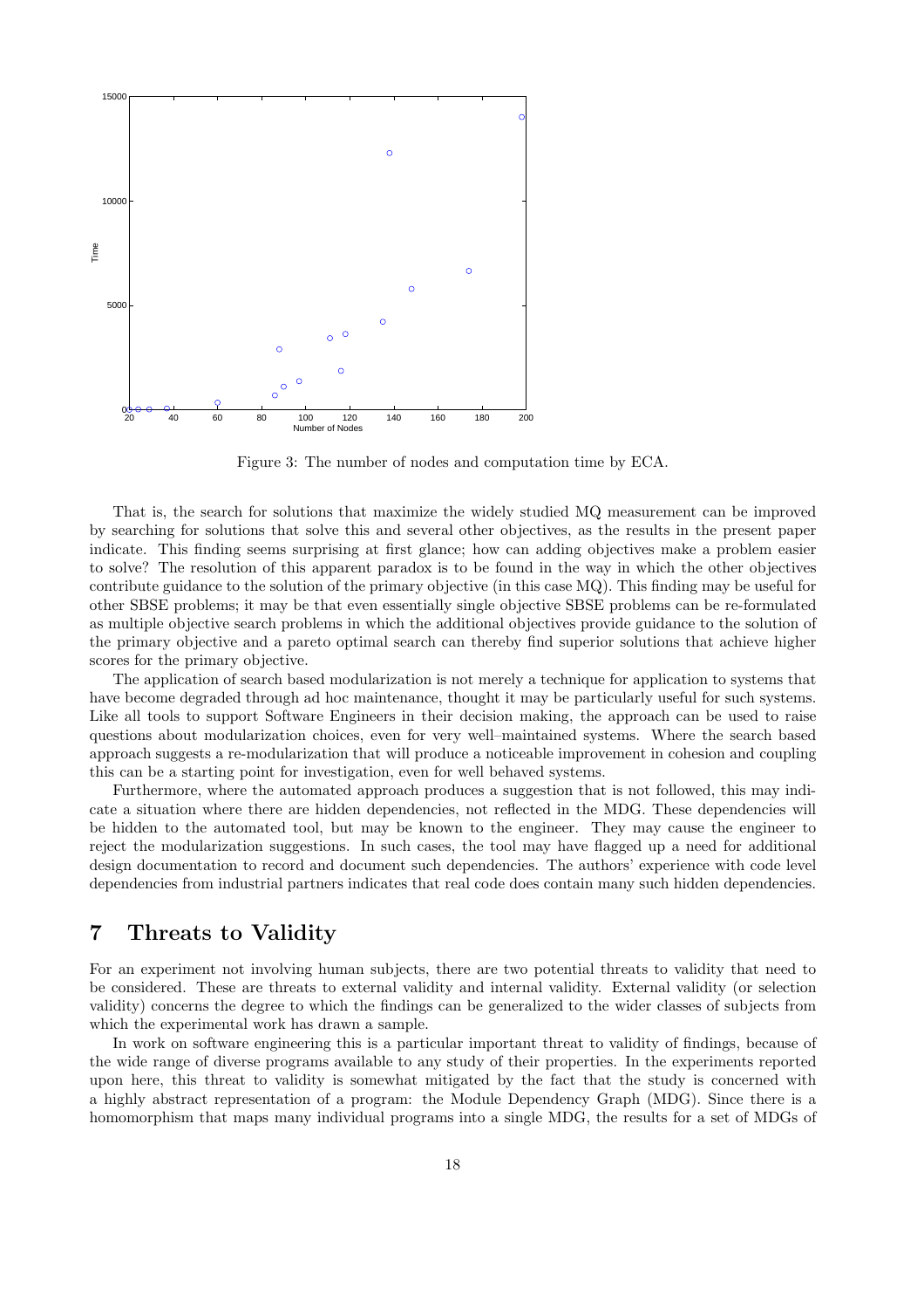Figure 3: The number of nodes and computation time by ECA.

That is, the search for solutions that maximize the widely studied MQ measurement can be improved by searching for solutions that solve this and several other objectives, as the results in the present paper indicate. This finding seems surprising at first glance; how can adding objectives make a problem easier to solve? The resolution of this apparent paradox is to be found in the way in which the other objectives contribute guidance to the solution of the primary objective (in this case MQ). This finding may be useful for other SBSE problems; it may be that even essentially single objective SBSE problems can be re-formulated as multiple objective search problems in which the additional objectives provide guidance to the solution of the primary objective and a pareto optimal search can thereby find superior solutions that achieve higher scores for the primary objective.

The application of search based modularization is not merely a technique for application to systems that have become degraded through ad hoc maintenance, thought it may be particularly useful for such systems. Like all tools to support Software Engineers in their decision making, the approach can be used to raise questions about modularization choices, even for very well–maintained systems. Where the search based approach suggests a re-modularization that will produce a noticeable improvement in cohesion and coupling this can be a starting point for investigation, even for well behaved systems.

Furthermore, where the automated approach produces a suggestion that is not followed, this may indicate a situation where there are hidden dependencies, not reflected in the MDG. These dependencies will be hidden to the automated tool, but may be known to the engineer. They may cause the engineer to reject the modularization suggestions. In such cases, the tool may have flagged up a need for additional design documentation to record and document such dependencies. The authors' experience with code level dependencies from industrial partners indicates that real code does contain many such hidden dependencies.

# 7 Threats to Validity

For an experiment not involving human subjects, there are two potential threats to validity that need to be considered. These are threats to external validity and internal validity. External validity (or selection validity) concerns the degree to which the findings can be generalized to the wider classes of subjects from which the experimental work has drawn a sample.

In work on software engineering this is a particular important threat to validity of findings, because of the wide range of diverse programs available to any study of their properties. In the experiments reported upon here, this threat to validity is somewhat mitigated by the fact that the study is concerned with a highly abstract representation of a program: the Module Dependency Graph (MDG). Since there is a homomorphism that maps many individual programs into a single MDG, the results for a set of MDGs of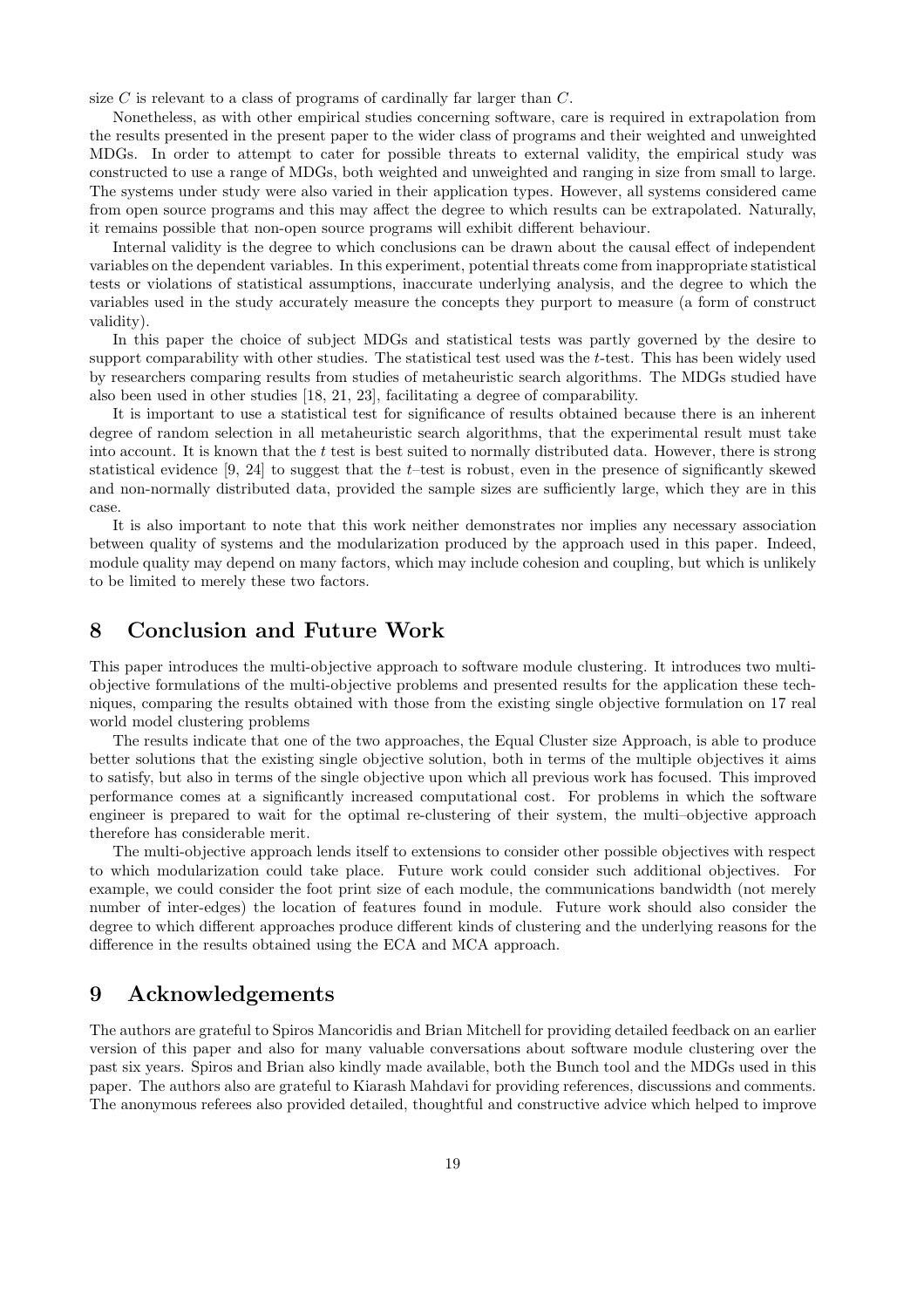size $C$ is relevant to a class of programs of cardinally far larger than $C$.

Nonetheless, as with other empirical studies concerning software, care is required in extrapolation from the results presented in the present paper to the wider class of programs and their weighted and unweighted MDGs. In order to attempt to cater for possible threats to external validity, the empirical study was constructed to use a range of MDGs, both weighted and unweighted and ranging in size from small to large. The systems under study were also varied in their application types. However, all systems considered came from open source programs and this may affect the degree to which results can be extrapolated. Naturally, it remains possible that non-open source programs will exhibit different behaviour.

Internal validity is the degree to which conclusions can be drawn about the causal effect of independent variables on the dependent variables. In this experiment, potential threats come from inappropriate statistical tests or violations of statistical assumptions, inaccurate underlying analysis, and the degree to which the variables used in the study accurately measure the concepts they purport to measure (a form of construct validity).

In this paper the choice of subject MDGs and statistical tests was partly governed by the desire to support comparability with other studies. The statistical test used was the $t$-test. This has been widely used by researchers comparing results from studies of metaheuristic search algorithms. The MDGs studied have also been used in other studies [18, 21, 23], facilitating a degree of comparability.

It is important to use a statistical test for significance of results obtained because there is an inherent degree of random selection in all metaheuristic search algorithms, that the experimental result must take into account. It is known that the $t$ test is best suited to normally distributed data. However, there is strong statistical evidence [9, 24] to suggest that the $t$–test is robust, even in the presence of significantly skewed and non-normally distributed data, provided the sample sizes are sufficiently large, which they are in this case.

It is also important to note that this work neither demonstrates nor implies any necessary association between quality of systems and the modularization produced by the approach used in this paper. Indeed, module quality may depend on many factors, which may include cohesion and coupling, but which is unlikely to be limited to merely these two factors.

# 8 Conclusion and Future Work

This paper introduces the multi-objective approach to software module clustering. It introduces two multi-objective formulations of the multi-objective problems and presented results for the application these techniques, comparing the results obtained with those from the existing single objective formulation on 17 real world model clustering problems

The results indicate that one of the two approaches, the Equal Cluster size Approach, is able to produce better solutions that the existing single objective solution, both in terms of the multiple objectives it aims to satisfy, but also in terms of the single objective upon which all previous work has focused. This improved performance comes at a significantly increased computational cost. For problems in which the software engineer is prepared to wait for the optimal re-clustering of their system, the multi–objective approach therefore has considerable merit.

The multi-objective approach lends itself to extensions to consider other possible objectives with respect to which modularization could take place. Future work could consider such additional objectives. For example, we could consider the foot print size of each module, the communications bandwidth (not merely number of inter-edges) the location of features found in module. Future work should also consider the degree to which different approaches produce different kinds of clustering and the underlying reasons for the difference in the results obtained using the ECA and MCA approach.

# 9 Acknowledgements

The authors are grateful to Spiros Mancoridis and Brian Mitchell for providing detailed feedback on an earlier version of this paper and also for many valuable conversations about software module clustering over the past six years. Spiros and Brian also kindly made available, both the Bunch tool and the MDGs used in this paper. The authors also are grateful to Kiarash Mahdavi for providing references, discussions and comments. The anonymous referees also provided detailed, thoughtful and constructive advice which helped to improve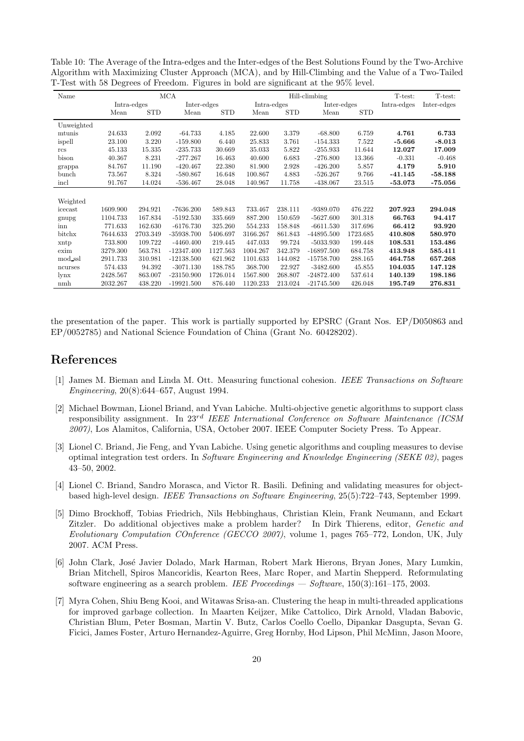Table 10: The Average of the Intra-edges and the Inter-edges of the Best Solutions Found by the Two-Archive Algorithm with Maximizing Cluster Approach (MCA), and by Hill-Climbing and the Value of a Two-Tailed T-Test with 58 Degrees of Freedom. Figures in bold are significant at the 95% level.

| Name | MCA | | | | Hill-climbing | | | | T-test: | T-test: |
|---|---|---|---|---|---|---|---|---|---|---|
| | Intra-edges | | Inter-edges | | Intra-edges | | Inter-edges | | Intra-edges | Inter-edges |
| | Mean | STD | Mean | STD | Mean | STD | Mean | STD | | |
| Unweighted | | | | | | | | | | |
| mtunis | 24.633 | 2.092 | -64.733 | 4.185 | 22.600 | 3.379 | -68.800 | 6.759 | **4.761** | **6.733** |
| ispell | 23.100 | 3.220 | -159.800 | 6.440 | 25.833 | 3.761 | -154.333 | 7.522 | **-5.666** | **-8.013** |
| rcs | 45.133 | 15.335 | -235.733 | 30.669 | 35.033 | 5.822 | -255.933 | 11.644 | **12.027** | **17.009** |
| bison | 40.367 | 8.231 | -277.267 | 16.463 | 40.600 | 6.683 | -276.800 | 13.366 | -0.331 | -0.468 |
| grappa | 84.767 | 11.190 | -420.467 | 22.380 | 81.900 | 2.928 | -426.200 | 5.857 | **4.179** | **5.910** |
| bunch | 73.567 | 8.324 | -580.867 | 16.648 | 100.867 | 4.883 | -526.267 | 9.766 | **-41.145** | **-58.188** |
| incl | 91.767 | 14.024 | -536.467 | 28.048 | 140.967 | 11.758 | -438.067 | 23.515 | **-53.073** | **-75.056** |
| Weighted | | | | | | | | | | |
| icecast | 1609.900 | 294.921 | -7636.200 | 589.843 | 733.467 | 238.111 | -9389.070 | 476.222 | **207.923** | **294.048** |
| gnupg | 1104.733 | 167.834 | -5192.530 | 335.669 | 887.200 | 150.659 | -5627.600 | 301.318 | **66.763** | **94.417** |
| inn | 771.633 | 162.630 | -6176.730 | 325.260 | 554.233 | 158.848 | -6611.530 | 317.696 | **66.412** | **93.920** |
| bitchx | 7644.633 | 2703.349 | -35938.700 | 5406.697 | 3166.267 | 861.843 | -44895.500 | 1723.685 | **410.808** | **580.970** |
| xntp | 733.800 | 109.722 | -4460.400 | 219.445 | 447.033 | 99.724 | -5033.930 | 199.448 | **108.531** | **153.486** |
| exim | 3279.300 | 563.781 | -12347.400 | 1127.563 | 1004.267 | 342.379 | -16897.500 | 684.758 | **413.948** | **585.411** |
| mod_ssl | 2911.733 | 310.981 | -12138.500 | 621.962 | 1101.633 | 144.082 | -15758.700 | 288.165 | **464.758** | **657.268** |
| ncurses | 574.433 | 94.392 | -3071.130 | 188.785 | 368.700 | 22.927 | -3482.600 | 45.855 | **104.035** | **147.128** |
| lynx | 2428.567 | 863.007 | -23150.900 | 1726.014 | 1567.800 | 268.807 | -24872.400 | 537.614 | **140.139** | **198.186** |
| nmh | 2032.267 | 438.220 | -19921.500 | 876.440 | 1120.233 | 213.024 | -21745.500 | 426.048 | **195.749** | **276.831** |

the presentation of the paper. This work is partially supported by EPSRC (Grant Nos. EP/D050863 and EP/0052785) and National Science Foundation of China (Grant No. 60428202).

# References

[1] James M. Bieman and Linda M. Ott. Measuring functional cohesion. *IEEE Transactions on Software Engineering*, 20(8):644–657, August 1994.

[2] Michael Bowman, Lionel Briand, and Yvan Labiche. Multi-objective genetic algorithms to support class responsibility assignment. In *23rd IEEE International Conference on Software Maintenance (ICSM 2007)*, Los Alamitos, California, USA, October 2007. IEEE Computer Society Press. To Appear.

[3] Lionel C. Briand, Jie Feng, and Yvan Labiche. Using genetic algorithms and coupling measures to devise optimal integration test orders. In *Software Engineering and Knowledge Engineering (SEKE 02)*, pages 43–50, 2002.

[4] Lionel C. Briand, Sandro Morasca, and Victor R. Basili. Defining and validating measures for object-based high-level design. *IEEE Transactions on Software Engineering*, 25(5):722–743, September 1999.

[5] Dimo Brockhoff, Tobias Friedrich, Nils Hebbinghaus, Christian Klein, Frank Neumann, and Eckart Zitzler. Do additional objectives make a problem harder? In Dirk Thierens, editor, *Genetic and Evolutionary Computation COnference (GECCO 2007)*, volume 1, pages 765–772, London, UK, July 2007. ACM Press.

[6] John Clark, José Javier Dolado, Mark Harman, Robert Mark Hierons, Bryan Jones, Mary Lumkin, Brian Mitchell, Spiros Mancoridis, Kearton Rees, Marc Roper, and Martin Shepperd. Reformulating software engineering as a search problem. *IEE Proceedings — Software*, 150(3):161–175, 2003.

[7] Myra Cohen, Shiu Beng Kooi, and Witawas Srisa-an. Clustering the heap in multi-threaded applications for improved garbage collection. In Maarten Keijzer, Mike Cattolico, Dirk Arnold, Vladan Babovic, Christian Blum, Peter Bosman, Martin V. Butz, Carlos Coello Coello, Dipankar Dasgupta, Sevan G. Ficici, James Foster, Arturo Hernandez-Aguirre, Greg Hornby, Hod Lipson, Phil McMinn, Jason Moore,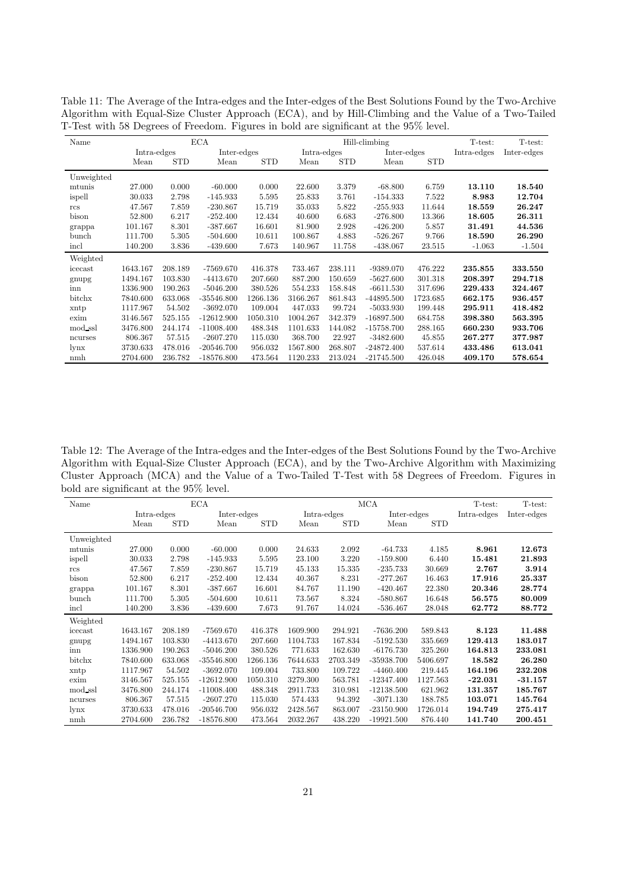Table 11: The Average of the Intra-edges and the Inter-edges of the Best Solutions Found by the Two-Archive Algorithm with Equal-Size Cluster Approach (ECA), and by Hill-Climbing and the Value of a Two-Tailed T-Test with 58 Degrees of Freedom. Figures in bold are significant at the 95% level.

| Name | ECA | | | | Hill-climbing | | | | T-test: | T-test: |
|---|---|---|---|---|---|---|---|---|---|---|
| | Intra-edges | | Inter-edges | | Intra-edges | | Inter-edges | | Intra-edges | Inter-edges |
| | Mean | STD | Mean | STD | Mean | STD | Mean | STD | | |
| Unweighted | | | | | | | | | | |
| mtunis | 27.000 | 0.000 | -60.000 | 0.000 | 22.600 | 3.379 | -68.800 | 6.759 | **13.110** | **18.540** |
| ispell | 30.033 | 2.798 | -145.933 | 5.595 | 25.833 | 3.761 | -154.333 | 7.522 | **8.983** | **12.704** |
| rcs | 47.567 | 7.859 | -230.867 | 15.719 | 35.033 | 5.822 | -255.933 | 11.644 | **18.559** | **26.247** |
| bison | 52.800 | 6.217 | -252.400 | 12.434 | 40.600 | 6.683 | -276.800 | 13.366 | **18.605** | **26.311** |
| grappa | 101.167 | 8.301 | -387.667 | 16.601 | 81.900 | 2.928 | -426.200 | 5.857 | **31.491** | **44.536** |
| bunch | 111.700 | 5.305 | -504.600 | 10.611 | 100.867 | 4.883 | -526.267 | 9.766 | **18.590** | **26.290** |
| incl | 140.200 | 3.836 | -439.600 | 7.673 | 140.967 | 11.758 | -438.067 | 23.515 | -1.063 | -1.504 |
| Weighted | | | | | | | | | | |
| icecast | 1643.167 | 208.189 | -7569.670 | 416.378 | 733.467 | 238.111 | -9389.070 | 476.222 | **235.855** | **333.550** |
| gnupg | 1494.167 | 103.830 | -4413.670 | 207.660 | 887.200 | 150.659 | -5627.600 | 301.318 | **208.397** | **294.718** |
| inn | 1336.900 | 190.263 | -5046.200 | 380.526 | 554.233 | 158.848 | -6611.530 | 317.696 | **229.433** | **324.467** |
| bitchx | 7840.600 | 633.068 | -35546.800 | 1266.136 | 3166.267 | 861.843 | -44895.500 | 1723.685 | **662.175** | **936.457** |
| xntp | 1117.967 | 54.502 | -3692.070 | 109.004 | 447.033 | 99.724 | -5033.930 | 199.448 | **295.911** | **418.482** |
| exim | 3146.567 | 525.155 | -12612.900 | 1050.310 | 1004.267 | 342.379 | -16897.500 | 684.758 | **398.380** | **563.395** |
| mod_ssl | 3476.800 | 244.174 | -11008.400 | 488.348 | 1101.633 | 144.082 | -15758.700 | 288.165 | **660.230** | **933.706** |
| ncurses | 806.367 | 57.515 | -2607.270 | 115.030 | 368.700 | 22.927 | -3482.600 | 45.855 | **267.277** | **377.987** |
| lynx | 3730.633 | 478.016 | -20546.700 | 956.032 | 1567.800 | 268.807 | -24872.400 | 537.614 | **433.486** | **613.041** |
| nmh | 2704.600 | 236.782 | -18576.800 | 473.564 | 1120.233 | 213.024 | -21745.500 | 426.048 | **409.170** | **578.654** |

Table 12: The Average of the Intra-edges and the Inter-edges of the Best Solutions Found by the Two-Archive Algorithm with Equal-Size Cluster Approach (ECA), and by the Two-Archive Algorithm with Maximizing Cluster Approach (MCA) and the Value of a Two-Tailed T-Test with 58 Degrees of Freedom. Figures in bold are significant at the 95% level.

| Name | ECA | | | | MCA | | | | T-test: | T-test: |
|---|---|---|---|---|---|---|---|---|---|---|
| | Intra-edges | | Inter-edges | | Intra-edges | | Inter-edges | | Intra-edges | Inter-edges |
| | Mean | STD | Mean | STD | Mean | STD | Mean | STD | | |
| Unweighted | | | | | | | | | | |
| mtunis | 27.000 | 0.000 | -60.000 | 0.000 | 24.633 | 2.092 | -64.733 | 4.185 | **8.961** | **12.673** |
| ispell | 30.033 | 2.798 | -145.933 | 5.595 | 23.100 | 3.220 | -159.800 | 6.440 | **15.481** | **21.893** |
| rcs | 47.567 | 7.859 | -230.867 | 15.719 | 45.133 | 15.335 | -235.733 | 30.669 | **2.767** | **3.914** |
| bison | 52.800 | 6.217 | -252.400 | 12.434 | 40.367 | 8.231 | -277.267 | 16.463 | **17.916** | **25.337** |
| grappa | 101.167 | 8.301 | -387.667 | 16.601 | 84.767 | 11.190 | -420.467 | 22.380 | **20.346** | **28.774** |
| bunch | 111.700 | 5.305 | -504.600 | 10.611 | 73.567 | 8.324 | -580.867 | 16.648 | **56.575** | **80.009** |
| incl | 140.200 | 3.836 | -439.600 | 7.673 | 91.767 | 14.024 | -536.467 | 28.048 | **62.772** | **88.772** |
| Weighted | | | | | | | | | | |
| icecast | 1643.167 | 208.189 | -7569.670 | 416.378 | 1609.900 | 294.921 | -7636.200 | 589.843 | **8.123** | **11.488** |
| gnupg | 1494.167 | 103.830 | -4413.670 | 207.660 | 1104.733 | 167.834 | -5192.530 | 335.669 | **129.413** | **183.017** |
| inn | 1336.900 | 190.263 | -5046.200 | 380.526 | 771.633 | 162.630 | -6176.730 | 325.260 | **164.813** | **233.081** |
| bitchx | 7840.600 | 633.068 | -35546.800 | 1266.136 | 7644.633 | 2703.349 | -35938.700 | 5406.697 | **18.582** | **26.280** |
| xntp | 1117.967 | 54.502 | -3692.070 | 109.004 | 733.800 | 109.722 | -4460.400 | 219.445 | **164.196** | **232.208** |
| exim | 3146.567 | 525.155 | -12612.900 | 1050.310 | 3279.300 | 563.781 | -12347.400 | 1127.563 | **-22.031** | **-31.157** |
| mod_ssl | 3476.800 | 244.174 | -11008.400 | 488.348 | 2911.733 | 310.981 | -12138.500 | 621.962 | **131.357** | **185.767** |
| ncurses | 806.367 | 57.515 | -2607.270 | 115.030 | 574.433 | 94.392 | -3071.130 | 188.785 | **103.071** | **145.764** |
| lynx | 3730.633 | 478.016 | -20546.700 | 956.032 | 2428.567 | 863.007 | -23150.900 | 1726.014 | **194.749** | **275.417** |
| nmh | 2704.600 | 236.782 | -18576.800 | 473.564 | 2032.267 | 438.220 | -19921.500 | 876.440 | **141.740** | **200.451** |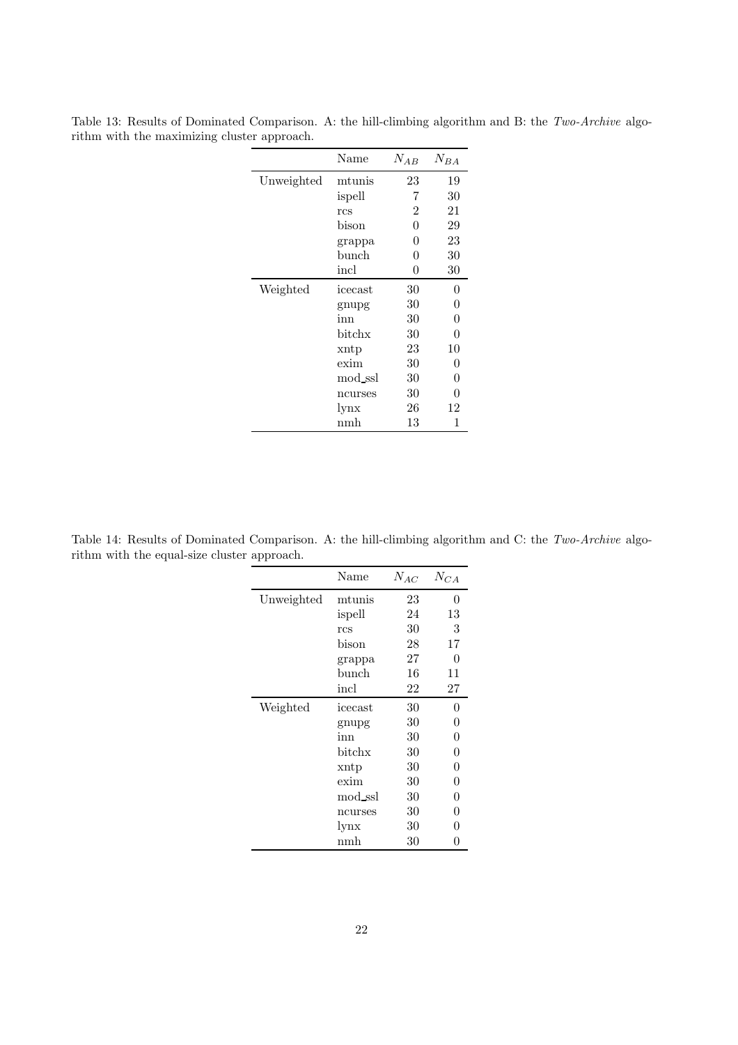Table 13: Results of Dominated Comparison. A: the hill-climbing algorithm and B: the *Two-Archive* algorithm with the maximizing cluster approach.

| | Name | $N_{AB}$ | $N_{BA}$ |
|---|---|---|---|
| Unweighted | mtunis | 23 | 19 |
| | ispell | 7 | 30 |
| | rcs | 2 | 21 |
| | bison | 0 | 29 |
| | grappa | 0 | 23 |
| | bunch | 0 | 30 |
| | incl | 0 | 30 |
| Weighted | icecast | 30 | 0 |
| | gnupg | 30 | 0 |
| | inn | 30 | 0 |
| | bitchx | 30 | 0 |
| | xntp | 23 | 10 |
| | exim | 30 | 0 |
| | mod_ssl | 30 | 0 |
| | ncurses | 30 | 0 |
| | lynx | 26 | 12 |
| | nmh | 13 | 1 |

Table 14: Results of Dominated Comparison. A: the hill-climbing algorithm and C: the *Two-Archive* algorithm with the equal-size cluster approach.

| | Name | $N_{AC}$ | $N_{CA}$ |
|---|---|---|---|
| Unweighted | mtunis | 23 | 0 |
| | ispell | 24 | 13 |
| | rcs | 30 | 3 |
| | bison | 28 | 17 |
| | grappa | 27 | 0 |
| | bunch | 16 | 11 |
| | incl | 22 | 27 |
| Weighted | icecast | 30 | 0 |
| | gnupg | 30 | 0 |
| | inn | 30 | 0 |
| | bitchx | 30 | 0 |
| | xntp | 30 | 0 |
| | exim | 30 | 0 |
| | mod_ssl | 30 | 0 |
| | ncurses | 30 | 0 |
| | lynx | 30 | 0 |
| | nmh | 30 | 0 |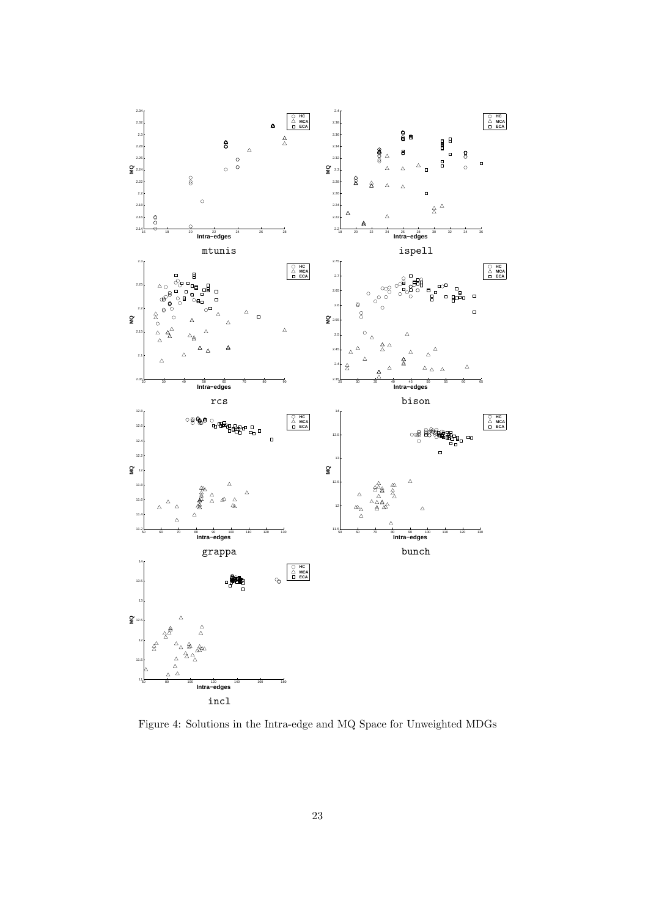mtunis

ispell

rcs

bison

grappa

bunch

incl

Figure 4: Solutions in the Intra-edge and MQ Space for Unweighted MDGs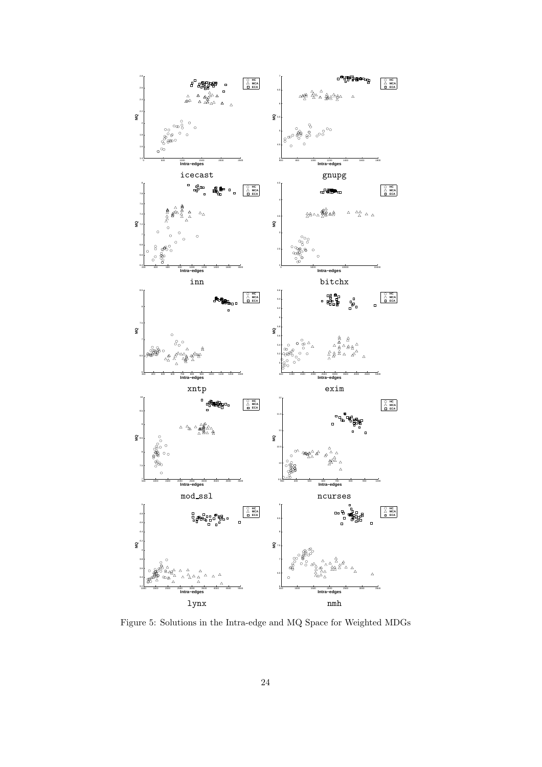icecast

gnupg

inn

bitchx

xntp

exim

mod_ssl

ncurses

lynx

nmh

Figure 5: Solutions in the Intra-edge and MQ Space for Weighted MDGs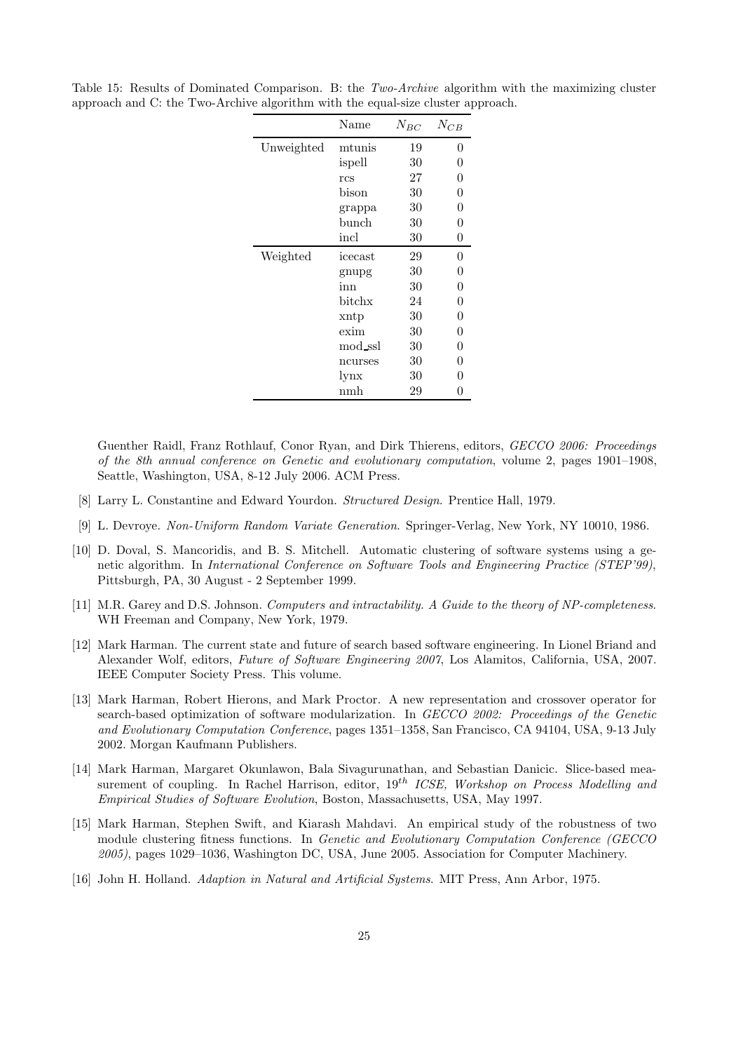Table 15: Results of Dominated Comparison. B: the *Two-Archive* algorithm with the maximizing cluster approach and C: the Two-Archive algorithm with the equal-size cluster approach.

| | Name | $N_{BC}$ | $N_{CB}$ |
|---|---|---|---|
| Unweighted | mtunis | 19 | 0 |
| | ispell | 30 | 0 |
| | rcs | 27 | 0 |
| | bison | 30 | 0 |
| | grappa | 30 | 0 |
| | bunch | 30 | 0 |
| | incl | 30 | 0 |
| Weighted | icecast | 29 | 0 |
| | gnupg | 30 | 0 |
| | inn | 30 | 0 |
| | bitchx | 24 | 0 |
| | xntp | 30 | 0 |
| | exim | 30 | 0 |
| | mod_ssl | 30 | 0 |
| | ncurses | 30 | 0 |
| | lynx | 30 | 0 |
| | nmh | 29 | 0 |

Guenther Raidl, Franz Rothlauf, Conor Ryan, and Dirk Thierens, editors, *GECCO 2006: Proceedings of the 8th annual conference on Genetic and evolutionary computation*, volume 2, pages 1901–1908, Seattle, Washington, USA, 8-12 July 2006. ACM Press.

[8] Larry L. Constantine and Edward Yourdon. *Structured Design*. Prentice Hall, 1979.

[9] L. Devroye. *Non-Uniform Random Variate Generation*. Springer-Verlag, New York, NY 10010, 1986.

[10] D. Doval, S. Mancoridis, and B. S. Mitchell. Automatic clustering of software systems using a genetic algorithm. In *International Conference on Software Tools and Engineering Practice (STEP'99)*, Pittsburgh, PA, 30 August - 2 September 1999.

[11] M.R. Garey and D.S. Johnson. *Computers and intractability. A Guide to the theory of NP-completeness*. WH Freeman and Company, New York, 1979.

[12] Mark Harman. The current state and future of search based software engineering. In Lionel Briand and Alexander Wolf, editors, *Future of Software Engineering 2007*, Los Alamitos, California, USA, 2007. IEEE Computer Society Press. This volume.

[13] Mark Harman, Robert Hierons, and Mark Proctor. A new representation and crossover operator for search-based optimization of software modularization. In *GECCO 2002: Proceedings of the Genetic and Evolutionary Computation Conference*, pages 1351–1358, San Francisco, CA 94104, USA, 9-13 July 2002. Morgan Kaufmann Publishers.

[14] Mark Harman, Margaret Okunlawon, Bala Sivagurunathan, and Sebastian Danicic. Slice-based measurement of coupling. In Rachel Harrison, editor, *19th ICSE, Workshop on Process Modelling and Empirical Studies of Software Evolution*, Boston, Massachusetts, USA, May 1997.

[15] Mark Harman, Stephen Swift, and Kiarash Mahdavi. An empirical study of the robustness of two module clustering fitness functions. In *Genetic and Evolutionary Computation Conference (GECCO 2005)*, pages 1029–1036, Washington DC, USA, June 2005. Association for Computer Machinery.

[16] John H. Holland. *Adaption in Natural and Artificial Systems*. MIT Press, Ann Arbor, 1975.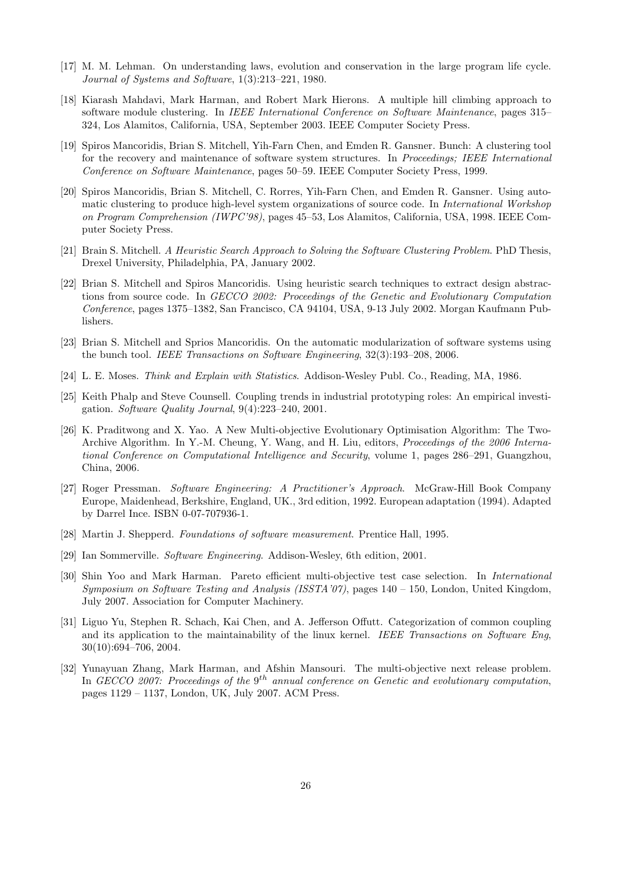[17] M. M. Lehman. On understanding laws, evolution and conservation in the large program life cycle. *Journal of Systems and Software*, 1(3):213–221, 1980.

[18] Kiarash Mahdavi, Mark Harman, and Robert Mark Hierons. A multiple hill climbing approach to software module clustering. In *IEEE International Conference on Software Maintenance*, pages 315–324, Los Alamitos, California, USA, September 2003. IEEE Computer Society Press.

[19] Spiros Mancoridis, Brian S. Mitchell, Yih-Farn Chen, and Emden R. Gansner. Bunch: A clustering tool for the recovery and maintenance of software system structures. In *Proceedings; IEEE International Conference on Software Maintenance*, pages 50–59. IEEE Computer Society Press, 1999.

[20] Spiros Mancoridis, Brian S. Mitchell, C. Rorres, Yih-Farn Chen, and Emden R. Gansner. Using automatic clustering to produce high-level system organizations of source code. In *International Workshop on Program Comprehension (IWPC'98)*, pages 45–53, Los Alamitos, California, USA, 1998. IEEE Computer Society Press.

[21] Brain S. Mitchell. *A Heuristic Search Approach to Solving the Software Clustering Problem*. PhD Thesis, Drexel University, Philadelphia, PA, January 2002.

[22] Brian S. Mitchell and Spiros Mancoridis. Using heuristic search techniques to extract design abstractions from source code. In *GECCO 2002: Proceedings of the Genetic and Evolutionary Computation Conference*, pages 1375–1382, San Francisco, CA 94104, USA, 9-13 July 2002. Morgan Kaufmann Publishers.

[23] Brian S. Mitchell and Sprios Mancoridis. On the automatic modularization of software systems using the bunch tool. *IEEE Transactions on Software Engineering*, 32(3):193–208, 2006.

[24] L. E. Moses. *Think and Explain with Statistics*. Addison-Wesley Publ. Co., Reading, MA, 1986.

[25] Keith Phalp and Steve Counsell. Coupling trends in industrial prototyping roles: An empirical investigation. *Software Quality Journal*, 9(4):223–240, 2001.

[26] K. Praditwong and X. Yao. A New Multi-objective Evolutionary Optimisation Algorithm: The Two-Archive Algorithm. In Y.-M. Cheung, Y. Wang, and H. Liu, editors, *Proceedings of the 2006 International Conference on Computational Intelligence and Security*, volume 1, pages 286–291, Guangzhou, China, 2006.

[27] Roger Pressman. *Software Engineering: A Practitioner's Approach*. McGraw-Hill Book Company Europe, Maidenhead, Berkshire, England, UK., 3rd edition, 1992. European adaptation (1994). Adapted by Darrel Ince. ISBN 0-07-707936-1.

[28] Martin J. Shepperd. *Foundations of software measurement*. Prentice Hall, 1995.

[29] Ian Sommerville. *Software Engineering*. Addison-Wesley, 6th edition, 2001.

[30] Shin Yoo and Mark Harman. Pareto efficient multi-objective test case selection. In *International Symposium on Software Testing and Analysis (ISSTA'07)*, pages 140 – 150, London, United Kingdom, July 2007. Association for Computer Machinery.

[31] Liguo Yu, Stephen R. Schach, Kai Chen, and A. Jefferson Offutt. Categorization of common coupling and its application to the maintainability of the linux kernel. *IEEE Transactions on Software Eng*, 30(10):694–706, 2004.

[32] Yunayuan Zhang, Mark Harman, and Afshin Mansouri. The multi-objective next release problem. In *GECCO 2007: Proceedings of the* $9^{th}$ *annual conference on Genetic and evolutionary computation*, pages 1129 – 1137, London, UK, July 2007. ACM Press.